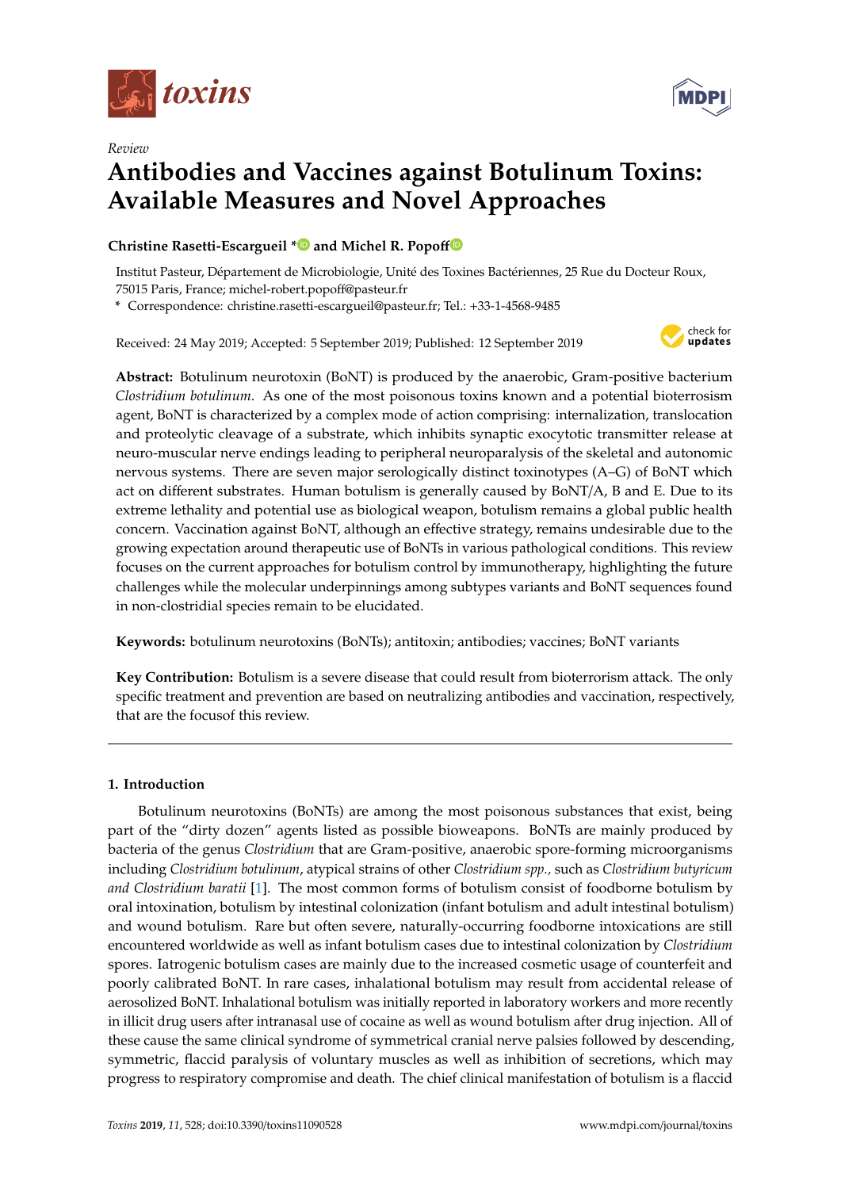*Review*

# Antibodies and Vaccines against Botulinum Toxins: Available Measures and Novel Approaches

**Christine Rasetti-Escargueil * and Michel R. Popoff**

Institut Pasteur, Département de Microbiologie, Unité des Toxines Bactériennes, 25 Rue du Docteur Roux, 75015 Paris, France; michel-robert.popoff@pasteur.fr

* Correspondence: christine.rasetti-escargueil@pasteur.fr; Tel.: +33-1-4568-9485

Received: 24 May 2019; Accepted: 5 September 2019; Published: 12 September 2019

**Abstract:** Botulinum neurotoxin (BoNT) is produced by the anaerobic, Gram-positive bacterium *Clostridium botulinum*. As one of the most poisonous toxins known and a potential bioterrosism agent, BoNT is characterized by a complex mode of action comprising: internalization, translocation and proteolytic cleavage of a substrate, which inhibits synaptic exocytotic transmitter release at neuro-muscular nerve endings leading to peripheral neuroparalysis of the skeletal and autonomic nervous systems. There are seven major serologically distinct toxinotypes (A–G) of BoNT which act on different substrates. Human botulism is generally caused by BoNT/A, B and E. Due to its extreme lethality and potential use as biological weapon, botulism remains a global public health concern. Vaccination against BoNT, although an effective strategy, remains undesirable due to the growing expectation around therapeutic use of BoNTs in various pathological conditions. This review focuses on the current approaches for botulism control by immunotherapy, highlighting the future challenges while the molecular underpinnings among subtypes variants and BoNT sequences found in non-clostridial species remain to be elucidated.

**Keywords:** botulinum neurotoxins (BoNTs); antitoxin; antibodies; vaccines; BoNT variants

**Key Contribution:** Botulism is a severe disease that could result from bioterrorism attack. The only specific treatment and prevention are based on neutralizing antibodies and vaccination, respectively, that are the focusof this review.

## 1. Introduction

Botulinum neurotoxins (BoNTs) are among the most poisonous substances that exist, being part of the "dirty dozen" agents listed as possible bioweapons. BoNTs are mainly produced by bacteria of the genus *Clostridium* that are Gram-positive, anaerobic spore-forming microorganisms including *Clostridium botulinum*, atypical strains of other *Clostridium spp.,* such as *Clostridium butyricum and Clostridium baratii* [1]. The most common forms of botulism consist of foodborne botulism by oral intoxination, botulism by intestinal colonization (infant botulism and adult intestinal botulism) and wound botulism. Rare but often severe, naturally-occurring foodborne intoxications are still encountered worldwide as well as infant botulism cases due to intestinal colonization by *Clostridium* spores. Iatrogenic botulism cases are mainly due to the increased cosmetic usage of counterfeit and poorly calibrated BoNT. In rare cases, inhalational botulism may result from accidental release of aerosolized BoNT. Inhalational botulism was initially reported in laboratory workers and more recently in illicit drug users after intranasal use of cocaine as well as wound botulism after drug injection. All of these cause the same clinical syndrome of symmetrical cranial nerve palsies followed by descending, symmetric, flaccid paralysis of voluntary muscles as well as inhibition of secretions, which may progress to respiratory compromise and death. The chief clinical manifestation of botulism is a flaccid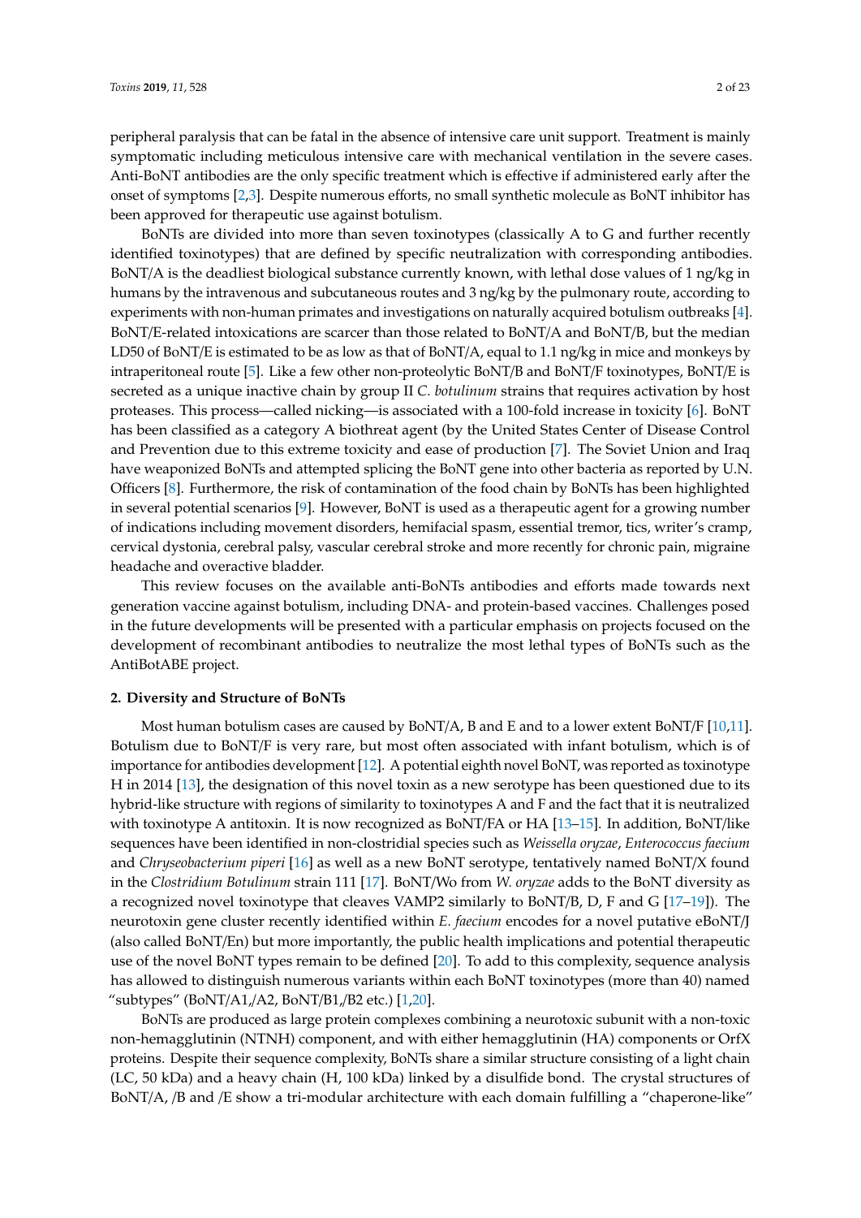peripheral paralysis that can be fatal in the absence of intensive care unit support. Treatment is mainly symptomatic including meticulous intensive care with mechanical ventilation in the severe cases. Anti-BoNT antibodies are the only specific treatment which is effective if administered early after the onset of symptoms [2,3]. Despite numerous efforts, no small synthetic molecule as BoNT inhibitor has been approved for therapeutic use against botulism.

BoNTs are divided into more than seven toxinotypes (classically A to G and further recently identified toxinotypes) that are defined by specific neutralization with corresponding antibodies. BoNT/A is the deadliest biological substance currently known, with lethal dose values of 1 ng/kg in humans by the intravenous and subcutaneous routes and 3 ng/kg by the pulmonary route, according to experiments with non-human primates and investigations on naturally acquired botulism outbreaks [4]. BoNT/E-related intoxications are scarcer than those related to BoNT/A and BoNT/B, but the median LD50 of BoNT/E is estimated to be as low as that of BoNT/A, equal to 1.1 ng/kg in mice and monkeys by intraperitoneal route [5]. Like a few other non-proteolytic BoNT/B and BoNT/F toxinotypes, BoNT/E is secreted as a unique inactive chain by group II *C. botulinum* strains that requires activation by host proteases. This process—called nicking—is associated with a 100-fold increase in toxicity [6]. BoNT has been classified as a category A biothreat agent (by the United States Center of Disease Control and Prevention due to this extreme toxicity and ease of production [7]. The Soviet Union and Iraq have weaponized BoNTs and attempted splicing the BoNT gene into other bacteria as reported by U.N. Officers [8]. Furthermore, the risk of contamination of the food chain by BoNTs has been highlighted in several potential scenarios [9]. However, BoNT is used as a therapeutic agent for a growing number of indications including movement disorders, hemifacial spasm, essential tremor, tics, writer's cramp, cervical dystonia, cerebral palsy, vascular cerebral stroke and more recently for chronic pain, migraine headache and overactive bladder.

This review focuses on the available anti-BoNTs antibodies and efforts made towards next generation vaccine against botulism, including DNA- and protein-based vaccines. Challenges posed in the future developments will be presented with a particular emphasis on projects focused on the development of recombinant antibodies to neutralize the most lethal types of BoNTs such as the AntiBotABE project.

## 2. Diversity and Structure of BoNTs

Most human botulism cases are caused by BoNT/A, B and E and to a lower extent BoNT/F [10,11]. Botulism due to BoNT/F is very rare, but most often associated with infant botulism, which is of importance for antibodies development [12]. A potential eighth novel BoNT, was reported as toxinotype H in 2014 [13], the designation of this novel toxin as a new serotype has been questioned due to its hybrid-like structure with regions of similarity to toxinotypes A and F and the fact that it is neutralized with toxinotype A antitoxin. It is now recognized as BoNT/FA or HA [13–15]. In addition, BoNT/like sequences have been identified in non-clostridial species such as *Weissella oryzae*, *Enterococcus faecium* and *Chryseobacterium piperi* [16] as well as a new BoNT serotype, tentatively named BoNT/X found in the *Clostridium Botulinum* strain 111 [17]. BoNT/Wo from *W. oryzae* adds to the BoNT diversity as a recognized novel toxinotype that cleaves VAMP2 similarly to BoNT/B, D, F and G [17–19]). The neurotoxin gene cluster recently identified within *E. faecium* encodes for a novel putative eBoNT/J (also called BoNT/En) but more importantly, the public health implications and potential therapeutic use of the novel BoNT types remain to be defined [20]. To add to this complexity, sequence analysis has allowed to distinguish numerous variants within each BoNT toxinotypes (more than 40) named "subtypes" (BoNT/A1,/A2, BoNT/B1,/B2 etc.) [1,20].

BoNTs are produced as large protein complexes combining a neurotoxic subunit with a non-toxic non-hemagglutinin (NTNH) component, and with either hemagglutinin (HA) components or OrfX proteins. Despite their sequence complexity, BoNTs share a similar structure consisting of a light chain (LC, 50 kDa) and a heavy chain (H, 100 kDa) linked by a disulfide bond. The crystal structures of BoNT/A, /B and /E show a tri-modular architecture with each domain fulfilling a "chaperone-like"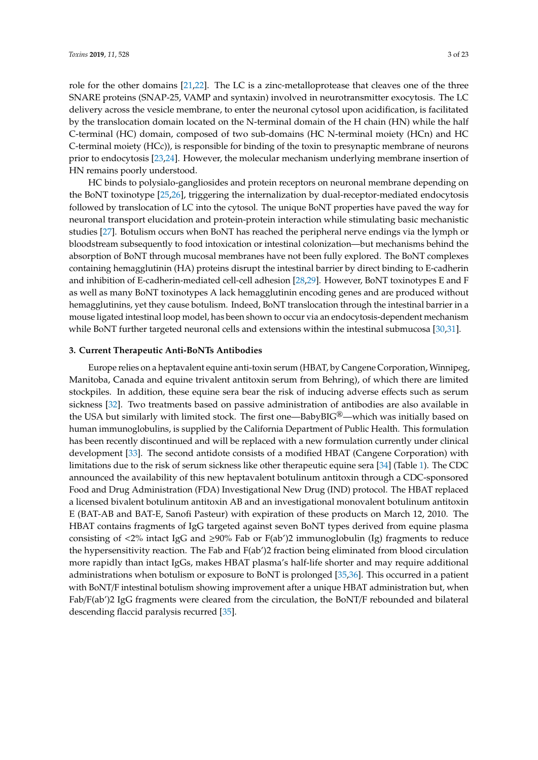role for the other domains [21,22]. The LC is a zinc-metalloprotease that cleaves one of the three SNARE proteins (SNAP-25, VAMP and syntaxin) involved in neurotransmitter exocytosis. The LC delivery across the vesicle membrane, to enter the neuronal cytosol upon acidification, is facilitated by the translocation domain located on the N-terminal domain of the H chain (HN) while the half C-terminal (HC) domain, composed of two sub-domains (HC N-terminal moiety (HCn) and HC C-terminal moiety (HCc)), is responsible for binding of the toxin to presynaptic membrane of neurons prior to endocytosis [23,24]. However, the molecular mechanism underlying membrane insertion of HN remains poorly understood.

HC binds to polysialo-gangliosides and protein receptors on neuronal membrane depending on the BoNT toxinotype [25,26], triggering the internalization by dual-receptor-mediated endocytosis followed by translocation of LC into the cytosol. The unique BoNT properties have paved the way for neuronal transport elucidation and protein-protein interaction while stimulating basic mechanistic studies [27]. Botulism occurs when BoNT has reached the peripheral nerve endings via the lymph or bloodstream subsequently to food intoxication or intestinal colonization—but mechanisms behind the absorption of BoNT through mucosal membranes have not been fully explored. The BoNT complexes containing hemagglutinin (HA) proteins disrupt the intestinal barrier by direct binding to E-cadherin and inhibition of E-cadherin-mediated cell-cell adhesion [28,29]. However, BoNT toxinotypes E and F as well as many BoNT toxinotypes A lack hemagglutinin encoding genes and are produced without hemagglutinins, yet they cause botulism. Indeed, BoNT translocation through the intestinal barrier in a mouse ligated intestinal loop model, has been shown to occur via an endocytosis-dependent mechanism while BoNT further targeted neuronal cells and extensions within the intestinal submucosa [30,31].

### 3. Current Therapeutic Anti-BoNTs Antibodies

Europe relies on a heptavalent equine anti-toxin serum (HBAT, by Cangene Corporation, Winnipeg, Manitoba, Canada and equine trivalent antitoxin serum from Behring), of which there are limited stockpiles. In addition, these equine sera bear the risk of inducing adverse effects such as serum sickness [32]. Two treatments based on passive administration of antibodies are also available in the USA but similarly with limited stock. The first one—BabyBIG®—which was initially based on human immunoglobulins, is supplied by the California Department of Public Health. This formulation has been recently discontinued and will be replaced with a new formulation currently under clinical development [33]. The second antidote consists of a modified HBAT (Cangene Corporation) with limitations due to the risk of serum sickness like other therapeutic equine sera [34] (Table 1). The CDC announced the availability of this new heptavalent botulinum antitoxin through a CDC-sponsored Food and Drug Administration (FDA) Investigational New Drug (IND) protocol. The HBAT replaced a licensed bivalent botulinum antitoxin AB and an investigational monovalent botulinum antitoxin E (BAT-AB and BAT-E, Sanofi Pasteur) with expiration of these products on March 12, 2010. The HBAT contains fragments of IgG targeted against seven BoNT types derived from equine plasma consisting of <2% intact IgG and ≥90% Fab or F(ab')2 immunoglobulin (Ig) fragments to reduce the hypersensitivity reaction. The Fab and F(ab')2 fraction being eliminated from blood circulation more rapidly than intact IgGs, makes HBAT plasma's half-life shorter and may require additional administrations when botulism or exposure to BoNT is prolonged [35,36]. This occurred in a patient with BoNT/F intestinal botulism showing improvement after a unique HBAT administration but, when Fab/F(ab')2 IgG fragments were cleared from the circulation, the BoNT/F rebounded and bilateral descending flaccid paralysis recurred [35].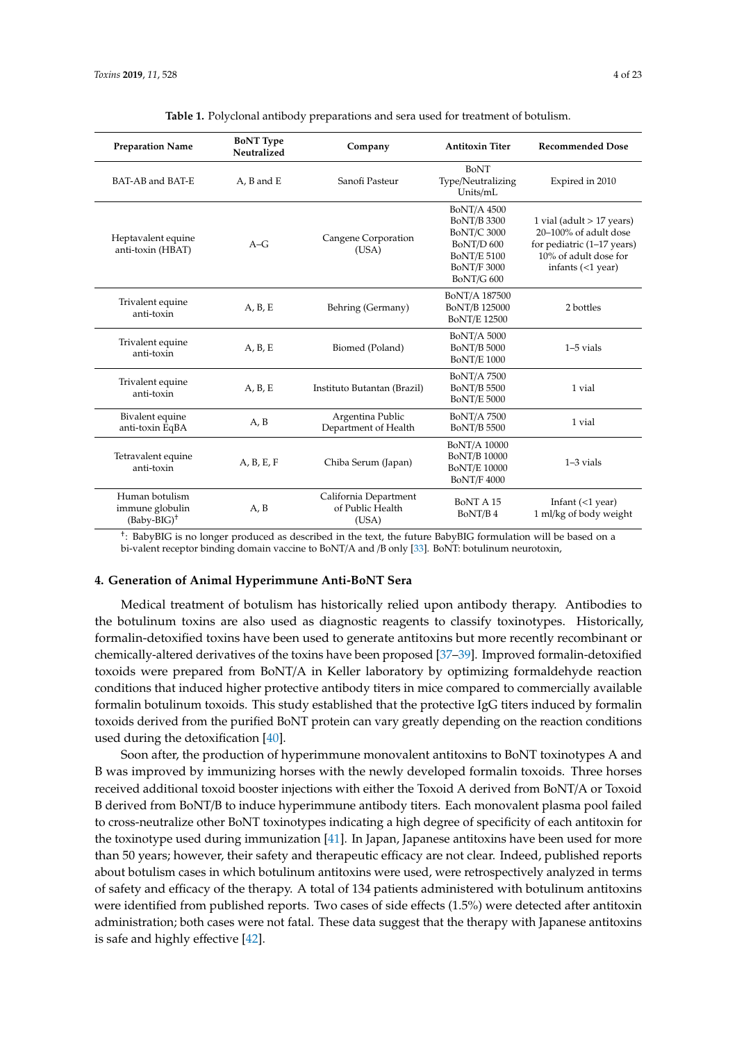**Table 1.** Polyclonal antibody preparations and sera used for treatment of botulism.

| Preparation Name | BoNT Type Neutralized | Company | Antitoxin Titer | Recommended Dose |
|---|---|---|---|---|
| BAT-AB and BAT-E | A, B and E | Sanofi Pasteur | BoNT Type/Neutralizing Units/mL | Expired in 2010 |
| Heptavalent equine anti-toxin (HBAT) | A–G | Cangene Corporation (USA) | BoNT/A 4500<br>BoNT/B 3300<br>BoNT/C 3000<br>BoNT/D 600<br>BoNT/E 5100<br>BoNT/F 3000<br>BoNT/G 600 | 1 vial (adult > 17 years)<br>20–100% of adult dose for pediatric (1–17 years)<br>10% of adult dose for infants (<1 year) |
| Trivalent equine anti-toxin | A, B, E | Behring (Germany) | BoNT/A 187500<br>BoNT/B 125000<br>BoNT/E 12500 | 2 bottles |
| Trivalent equine anti-toxin | A, B, E | Biomed (Poland) | BoNT/A 5000<br>BoNT/B 5000<br>BoNT/E 1000 | 1–5 vials |
| Trivalent equine anti-toxin | A, B, E | Instituto Butantan (Brazil) | BoNT/A 7500<br>BoNT/B 5500<br>BoNT/E 5000 | 1 vial |
| Bivalent equine anti-toxin EqBA | A, B | Argentina Public Department of Health | BoNT/A 7500<br>BoNT/B 5500 | 1 vial |
| Tetravalent equine anti-toxin | A, B, E, F | Chiba Serum (Japan) | BoNT/A 10000<br>BoNT/B 10000<br>BoNT/E 10000<br>BoNT/F 4000 | 1–3 vials |
| Human botulism immune globulin (Baby-BIG)[†] | A, B | California Department of Public Health (USA) | BoNT A 15<br>BoNT/B 4 | Infant (<1 year)<br>1 ml/kg of body weight |

[†]: BabyBIG is no longer produced as described in the text, the future BabyBIG formulation will be based on a bi-valent receptor binding domain vaccine to BoNT/A and /B only [33]. BoNT: botulinum neurotoxin,

## 4. Generation of Animal Hyperimmune Anti-BoNT Sera

Medical treatment of botulism has historically relied upon antibody therapy. Antibodies to the botulinum toxins are also used as diagnostic reagents to classify toxinotypes. Historically, formalin-detoxified toxins have been used to generate antitoxins but more recently recombinant or chemically-altered derivatives of the toxins have been proposed [37–39]. Improved formalin-detoxified toxoids were prepared from BoNT/A in Keller laboratory by optimizing formaldehyde reaction conditions that induced higher protective antibody titers in mice compared to commercially available formalin botulinum toxoids. This study established that the protective IgG titers induced by formalin toxoids derived from the purified BoNT protein can vary greatly depending on the reaction conditions used during the detoxification [40].

Soon after, the production of hyperimmune monovalent antitoxins to BoNT toxinotypes A and B was improved by immunizing horses with the newly developed formalin toxoids. Three horses received additional toxoid booster injections with either the Toxoid A derived from BoNT/A or Toxoid B derived from BoNT/B to induce hyperimmune antibody titers. Each monovalent plasma pool failed to cross-neutralize other BoNT toxinotypes indicating a high degree of specificity of each antitoxin for the toxinotype used during immunization [41]. In Japan, Japanese antitoxins have been used for more than 50 years; however, their safety and therapeutic efficacy are not clear. Indeed, published reports about botulism cases in which botulinum antitoxins were used, were retrospectively analyzed in terms of safety and efficacy of the therapy. A total of 134 patients administered with botulinum antitoxins were identified from published reports. Two cases of side effects (1.5%) were detected after antitoxin administration; both cases were not fatal. These data suggest that the therapy with Japanese antitoxins is safe and highly effective [42].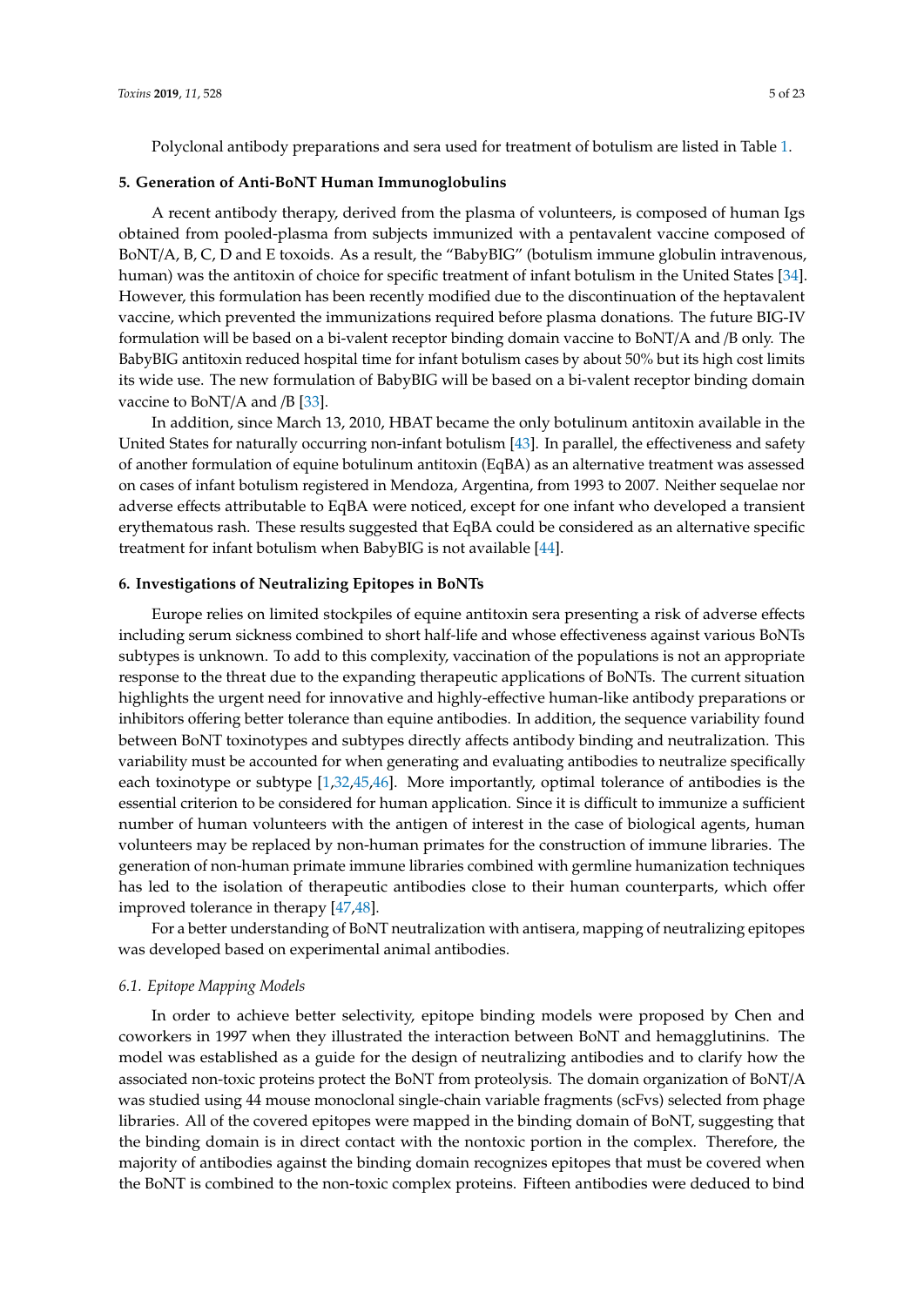Polyclonal antibody preparations and sera used for treatment of botulism are listed in Table 1.

## 5. Generation of Anti-BoNT Human Immunoglobulins

A recent antibody therapy, derived from the plasma of volunteers, is composed of human Igs obtained from pooled-plasma from subjects immunized with a pentavalent vaccine composed of BoNT/A, B, C, D and E toxoids. As a result, the "BabyBIG" (botulism immune globulin intravenous, human) was the antitoxin of choice for specific treatment of infant botulism in the United States [34]. However, this formulation has been recently modified due to the discontinuation of the heptavalent vaccine, which prevented the immunizations required before plasma donations. The future BIG-IV formulation will be based on a bi-valent receptor binding domain vaccine to BoNT/A and /B only. The BabyBIG antitoxin reduced hospital time for infant botulism cases by about 50% but its high cost limits its wide use. The new formulation of BabyBIG will be based on a bi-valent receptor binding domain vaccine to BoNT/A and /B [33].

In addition, since March 13, 2010, HBAT became the only botulinum antitoxin available in the United States for naturally occurring non-infant botulism [43]. In parallel, the effectiveness and safety of another formulation of equine botulinum antitoxin (EqBA) as an alternative treatment was assessed on cases of infant botulism registered in Mendoza, Argentina, from 1993 to 2007. Neither sequelae nor adverse effects attributable to EqBA were noticed, except for one infant who developed a transient erythematous rash. These results suggested that EqBA could be considered as an alternative specific treatment for infant botulism when BabyBIG is not available [44].

## 6. Investigations of Neutralizing Epitopes in BoNTs

Europe relies on limited stockpiles of equine antitoxin sera presenting a risk of adverse effects including serum sickness combined to short half-life and whose effectiveness against various BoNTs subtypes is unknown. To add to this complexity, vaccination of the populations is not an appropriate response to the threat due to the expanding therapeutic applications of BoNTs. The current situation highlights the urgent need for innovative and highly-effective human-like antibody preparations or inhibitors offering better tolerance than equine antibodies. In addition, the sequence variability found between BoNT toxinotypes and subtypes directly affects antibody binding and neutralization. This variability must be accounted for when generating and evaluating antibodies to neutralize specifically each toxinotype or subtype [1,32,45,46]. More importantly, optimal tolerance of antibodies is the essential criterion to be considered for human application. Since it is difficult to immunize a sufficient number of human volunteers with the antigen of interest in the case of biological agents, human volunteers may be replaced by non-human primates for the construction of immune libraries. The generation of non-human primate immune libraries combined with germline humanization techniques has led to the isolation of therapeutic antibodies close to their human counterparts, which offer improved tolerance in therapy [47,48].

For a better understanding of BoNT neutralization with antisera, mapping of neutralizing epitopes was developed based on experimental animal antibodies.

### 6.1. Epitope Mapping Models

In order to achieve better selectivity, epitope binding models were proposed by Chen and coworkers in 1997 when they illustrated the interaction between BoNT and hemagglutinins. The model was established as a guide for the design of neutralizing antibodies and to clarify how the associated non-toxic proteins protect the BoNT from proteolysis. The domain organization of BoNT/A was studied using 44 mouse monoclonal single-chain variable fragments (scFvs) selected from phage libraries. All of the covered epitopes were mapped in the binding domain of BoNT, suggesting that the binding domain is in direct contact with the nontoxic portion in the complex. Therefore, the majority of antibodies against the binding domain recognizes epitopes that must be covered when the BoNT is combined to the non-toxic complex proteins. Fifteen antibodies were deduced to bind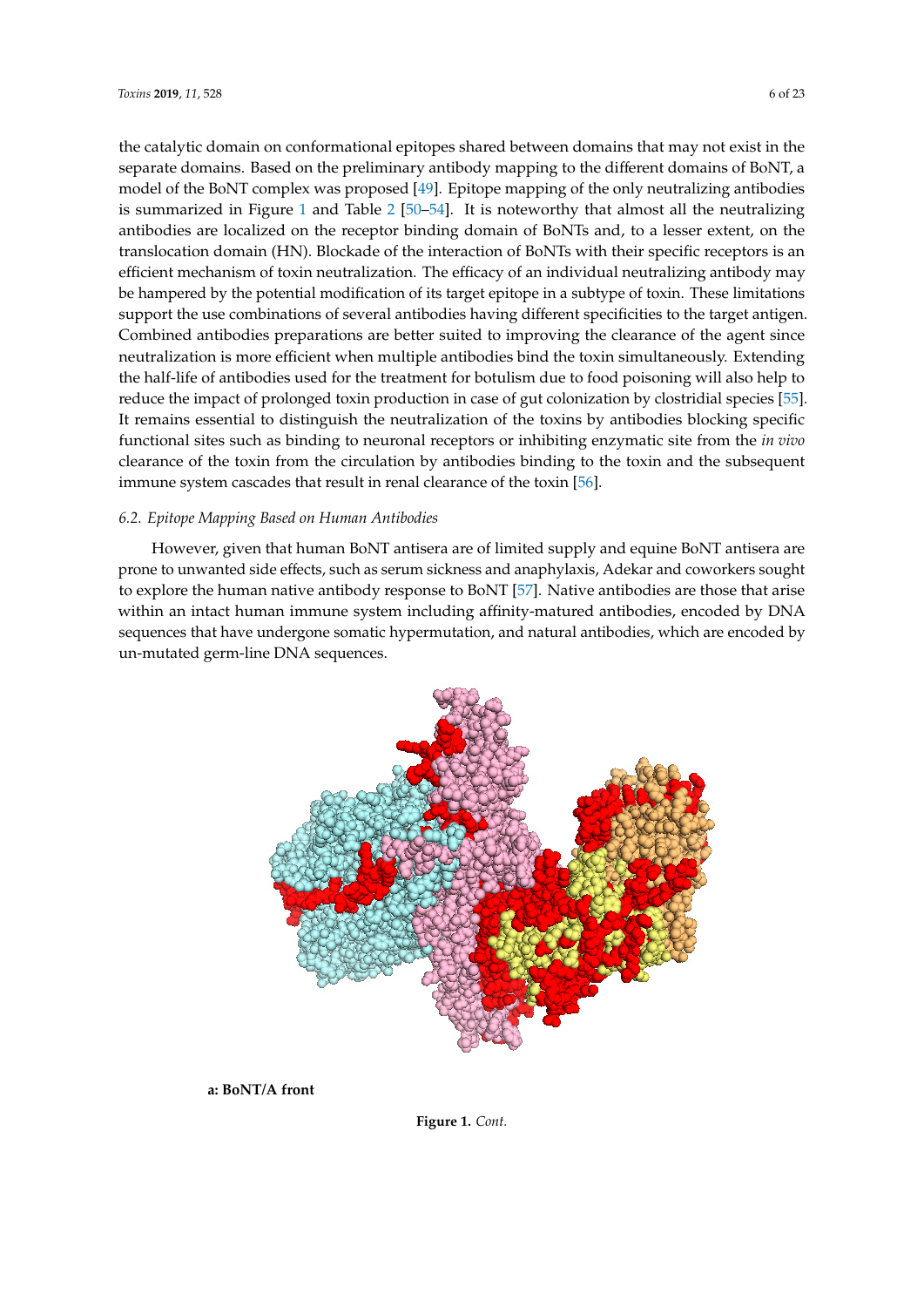the catalytic domain on conformational epitopes shared between domains that may not exist in the separate domains. Based on the preliminary antibody mapping to the different domains of BoNT, a model of the BoNT complex was proposed [49]. Epitope mapping of the only neutralizing antibodies is summarized in Figure 1 and Table 2 [50–54]. It is noteworthy that almost all the neutralizing antibodies are localized on the receptor binding domain of BoNTs and, to a lesser extent, on the translocation domain (HN). Blockade of the interaction of BoNTs with their specific receptors is an efficient mechanism of toxin neutralization. The efficacy of an individual neutralizing antibody may be hampered by the potential modification of its target epitope in a subtype of toxin. These limitations support the use combinations of several antibodies having different specificities to the target antigen. Combined antibodies preparations are better suited to improving the clearance of the agent since neutralization is more efficient when multiple antibodies bind the toxin simultaneously. Extending the half-life of antibodies used for the treatment for botulism due to food poisoning will also help to reduce the impact of prolonged toxin production in case of gut colonization by clostridial species [55]. It remains essential to distinguish the neutralization of the toxins by antibodies blocking specific functional sites such as binding to neuronal receptors or inhibiting enzymatic site from the *in vivo* clearance of the toxin from the circulation by antibodies binding to the toxin and the subsequent immune system cascades that result in renal clearance of the toxin [56].

### *6.2. Epitope Mapping Based on Human Antibodies*

However, given that human BoNT antisera are of limited supply and equine BoNT antisera are prone to unwanted side effects, such as serum sickness and anaphylaxis, Adekar and coworkers sought to explore the human native antibody response to BoNT [57]. Native antibodies are those that arise within an intact human immune system including affinity-matured antibodies, encoded by DNA sequences that have undergone somatic hypermutation, and natural antibodies, which are encoded by un-mutated germ-line DNA sequences.

**a: BoNT/A front**

**Figure 1.** *Cont.*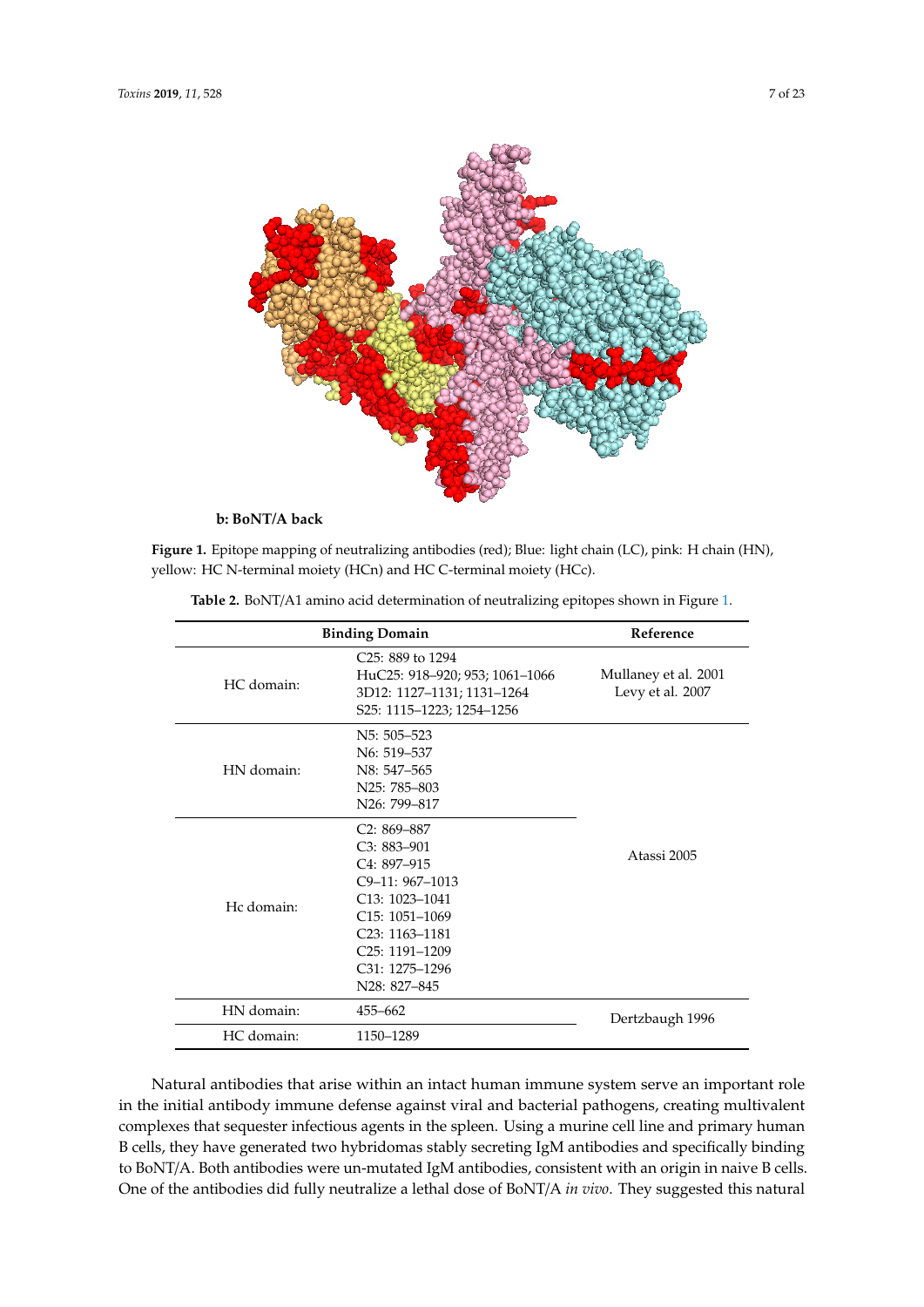**b: BoNT/A back**

**Figure 1.** Epitope mapping of neutralizing antibodies (red); Blue: light chain (LC), pink: H chain (HN), yellow: HC N-terminal moiety (HCn) and HC C-terminal moiety (HCc).

**Table 2.** BoNT/A1 amino acid determination of neutralizing epitopes shown in Figure 1.

| Binding Domain | | Reference |
|---|---|---|
| HC domain: | C25: 889 to 1294<br>HuC25: 918–920; 953; 1061–1066<br>3D12: 1127–1131; 1131–1264<br>S25: 1115–1223; 1254–1256 | Mullaney et al. 2001<br>Levy et al. 2007 |
| HN domain: | N5: 505–523<br>N6: 519–537<br>N8: 547–565<br>N25: 785–803<br>N26: 799–817 | Atassi 2005 |
| Hc domain: | C2: 869–887<br>C3: 883–901<br>C4: 897–915<br>C9–11: 967–1013<br>C13: 1023–1041<br>C15: 1051–1069<br>C23: 1163–1181<br>C25: 1191–1209<br>C31: 1275–1296<br>N28: 827–845 | Atassi 2005 |
| HN domain: | 455–662 | Dertzbaugh 1996 |
| HC domain: | 1150–1289 | Dertzbaugh 1996 |

Natural antibodies that arise within an intact human immune system serve an important role in the initial antibody immune defense against viral and bacterial pathogens, creating multivalent complexes that sequester infectious agents in the spleen. Using a murine cell line and primary human B cells, they have generated two hybridomas stably secreting IgM antibodies and specifically binding to BoNT/A. Both antibodies were un-mutated IgM antibodies, consistent with an origin in naive B cells. One of the antibodies did fully neutralize a lethal dose of BoNT/A *in vivo*. They suggested this natural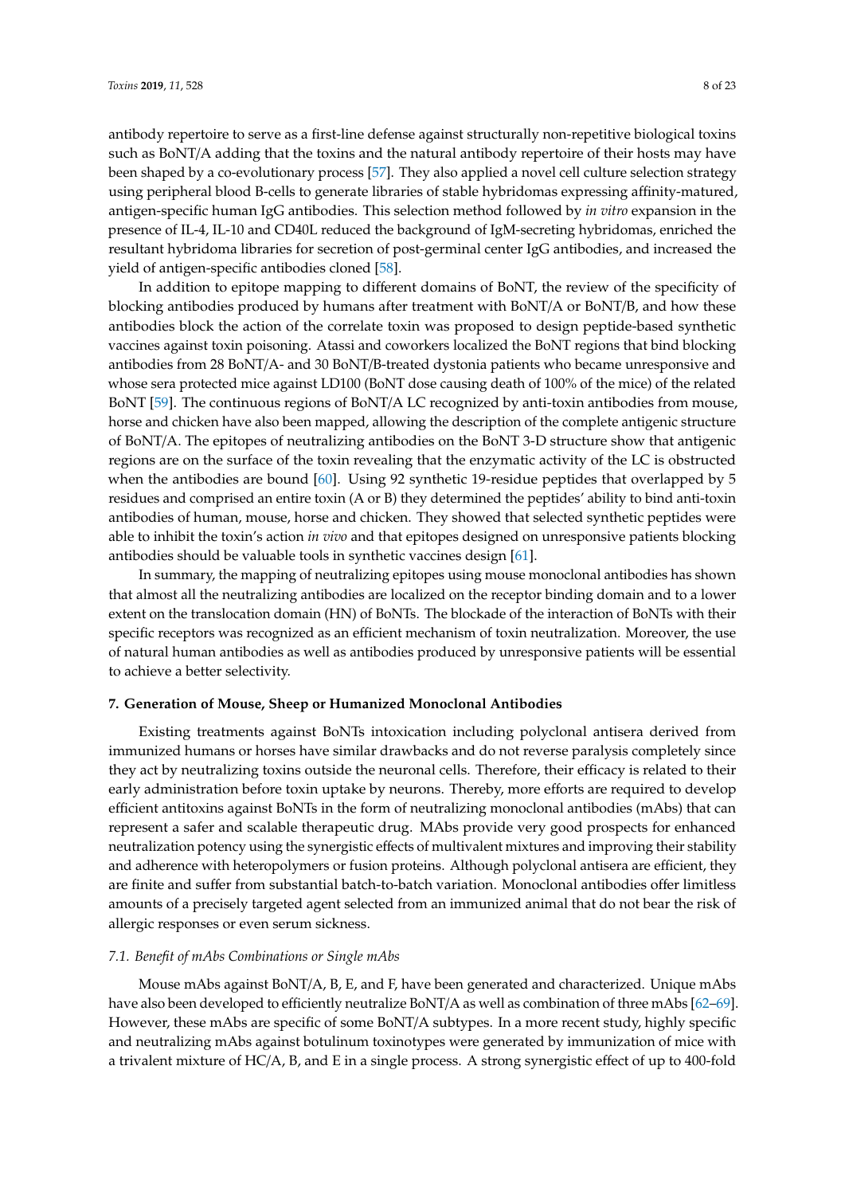antibody repertoire to serve as a first-line defense against structurally non-repetitive biological toxins such as BoNT/A adding that the toxins and the natural antibody repertoire of their hosts may have been shaped by a co-evolutionary process [57]. They also applied a novel cell culture selection strategy using peripheral blood B-cells to generate libraries of stable hybridomas expressing affinity-matured, antigen-specific human IgG antibodies. This selection method followed by *in vitro* expansion in the presence of IL-4, IL-10 and CD40L reduced the background of IgM-secreting hybridomas, enriched the resultant hybridoma libraries for secretion of post-germinal center IgG antibodies, and increased the yield of antigen-specific antibodies cloned [58].

In addition to epitope mapping to different domains of BoNT, the review of the specificity of blocking antibodies produced by humans after treatment with BoNT/A or BoNT/B, and how these antibodies block the action of the correlate toxin was proposed to design peptide-based synthetic vaccines against toxin poisoning. Atassi and coworkers localized the BoNT regions that bind blocking antibodies from 28 BoNT/A- and 30 BoNT/B-treated dystonia patients who became unresponsive and whose sera protected mice against LD100 (BoNT dose causing death of 100% of the mice) of the related BoNT [59]. The continuous regions of BoNT/A LC recognized by anti-toxin antibodies from mouse, horse and chicken have also been mapped, allowing the description of the complete antigenic structure of BoNT/A. The epitopes of neutralizing antibodies on the BoNT 3-D structure show that antigenic regions are on the surface of the toxin revealing that the enzymatic activity of the LC is obstructed when the antibodies are bound [60]. Using 92 synthetic 19-residue peptides that overlapped by 5 residues and comprised an entire toxin (A or B) they determined the peptides' ability to bind anti-toxin antibodies of human, mouse, horse and chicken. They showed that selected synthetic peptides were able to inhibit the toxin's action *in vivo* and that epitopes designed on unresponsive patients blocking antibodies should be valuable tools in synthetic vaccines design [61].

In summary, the mapping of neutralizing epitopes using mouse monoclonal antibodies has shown that almost all the neutralizing antibodies are localized on the receptor binding domain and to a lower extent on the translocation domain (HN) of BoNTs. The blockade of the interaction of BoNTs with their specific receptors was recognized as an efficient mechanism of toxin neutralization. Moreover, the use of natural human antibodies as well as antibodies produced by unresponsive patients will be essential to achieve a better selectivity.

## 7. Generation of Mouse, Sheep or Humanized Monoclonal Antibodies

Existing treatments against BoNTs intoxication including polyclonal antisera derived from immunized humans or horses have similar drawbacks and do not reverse paralysis completely since they act by neutralizing toxins outside the neuronal cells. Therefore, their efficacy is related to their early administration before toxin uptake by neurons. Thereby, more efforts are required to develop efficient antitoxins against BoNTs in the form of neutralizing monoclonal antibodies (mAbs) that can represent a safer and scalable therapeutic drug. MAbs provide very good prospects for enhanced neutralization potency using the synergistic effects of multivalent mixtures and improving their stability and adherence with heteropolymers or fusion proteins. Although polyclonal antisera are efficient, they are finite and suffer from substantial batch-to-batch variation. Monoclonal antibodies offer limitless amounts of a precisely targeted agent selected from an immunized animal that do not bear the risk of allergic responses or even serum sickness.

### *7.1. Benefit of mAbs Combinations or Single mAbs*

Mouse mAbs against BoNT/A, B, E, and F, have been generated and characterized. Unique mAbs have also been developed to efficiently neutralize BoNT/A as well as combination of three mAbs [62–69]. However, these mAbs are specific of some BoNT/A subtypes. In a more recent study, highly specific and neutralizing mAbs against botulinum toxinotypes were generated by immunization of mice with a trivalent mixture of HC/A, B, and E in a single process. A strong synergistic effect of up to 400-fold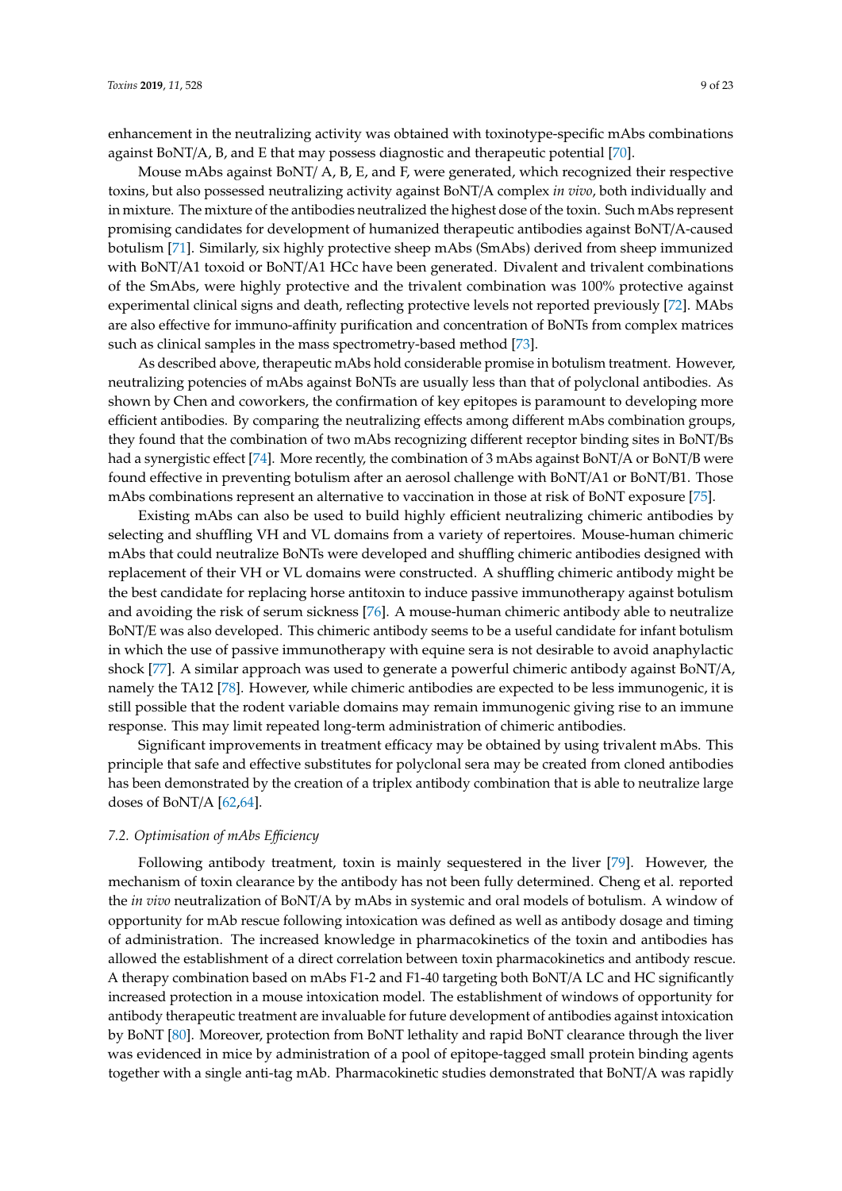enhancement in the neutralizing activity was obtained with toxinotype-specific mAbs combinations against BoNT/A, B, and E that may possess diagnostic and therapeutic potential [70].

Mouse mAbs against BoNT/ A, B, E, and F, were generated, which recognized their respective toxins, but also possessed neutralizing activity against BoNT/A complex *in vivo*, both individually and in mixture. The mixture of the antibodies neutralized the highest dose of the toxin. Such mAbs represent promising candidates for development of humanized therapeutic antibodies against BoNT/A-caused botulism [71]. Similarly, six highly protective sheep mAbs (SmAbs) derived from sheep immunized with BoNT/A1 toxoid or BoNT/A1 HCc have been generated. Divalent and trivalent combinations of the SmAbs, were highly protective and the trivalent combination was 100% protective against experimental clinical signs and death, reflecting protective levels not reported previously [72]. MAbs are also effective for immuno-affinity purification and concentration of BoNTs from complex matrices such as clinical samples in the mass spectrometry-based method [73].

As described above, therapeutic mAbs hold considerable promise in botulism treatment. However, neutralizing potencies of mAbs against BoNTs are usually less than that of polyclonal antibodies. As shown by Chen and coworkers, the confirmation of key epitopes is paramount to developing more efficient antibodies. By comparing the neutralizing effects among different mAbs combination groups, they found that the combination of two mAbs recognizing different receptor binding sites in BoNT/Bs had a synergistic effect [74]. More recently, the combination of 3 mAbs against BoNT/A or BoNT/B were found effective in preventing botulism after an aerosol challenge with BoNT/A1 or BoNT/B1. Those mAbs combinations represent an alternative to vaccination in those at risk of BoNT exposure [75].

Existing mAbs can also be used to build highly efficient neutralizing chimeric antibodies by selecting and shuffling VH and VL domains from a variety of repertoires. Mouse-human chimeric mAbs that could neutralize BoNTs were developed and shuffling chimeric antibodies designed with replacement of their VH or VL domains were constructed. A shuffling chimeric antibody might be the best candidate for replacing horse antitoxin to induce passive immunotherapy against botulism and avoiding the risk of serum sickness [76]. A mouse-human chimeric antibody able to neutralize BoNT/E was also developed. This chimeric antibody seems to be a useful candidate for infant botulism in which the use of passive immunotherapy with equine sera is not desirable to avoid anaphylactic shock [77]. A similar approach was used to generate a powerful chimeric antibody against BoNT/A, namely the TA12 [78]. However, while chimeric antibodies are expected to be less immunogenic, it is still possible that the rodent variable domains may remain immunogenic giving rise to an immune response. This may limit repeated long-term administration of chimeric antibodies.

Significant improvements in treatment efficacy may be obtained by using trivalent mAbs. This principle that safe and effective substitutes for polyclonal sera may be created from cloned antibodies has been demonstrated by the creation of a triplex antibody combination that is able to neutralize large doses of BoNT/A [62,64].

### 7.2. Optimisation of mAbs Efficiency

Following antibody treatment, toxin is mainly sequestered in the liver [79]. However, the mechanism of toxin clearance by the antibody has not been fully determined. Cheng et al. reported the *in vivo* neutralization of BoNT/A by mAbs in systemic and oral models of botulism. A window of opportunity for mAb rescue following intoxication was defined as well as antibody dosage and timing of administration. The increased knowledge in pharmacokinetics of the toxin and antibodies has allowed the establishment of a direct correlation between toxin pharmacokinetics and antibody rescue. A therapy combination based on mAbs F1-2 and F1-40 targeting both BoNT/A LC and HC significantly increased protection in a mouse intoxication model. The establishment of windows of opportunity for antibody therapeutic treatment are invaluable for future development of antibodies against intoxication by BoNT [80]. Moreover, protection from BoNT lethality and rapid BoNT clearance through the liver was evidenced in mice by administration of a pool of epitope-tagged small protein binding agents together with a single anti-tag mAb. Pharmacokinetic studies demonstrated that BoNT/A was rapidly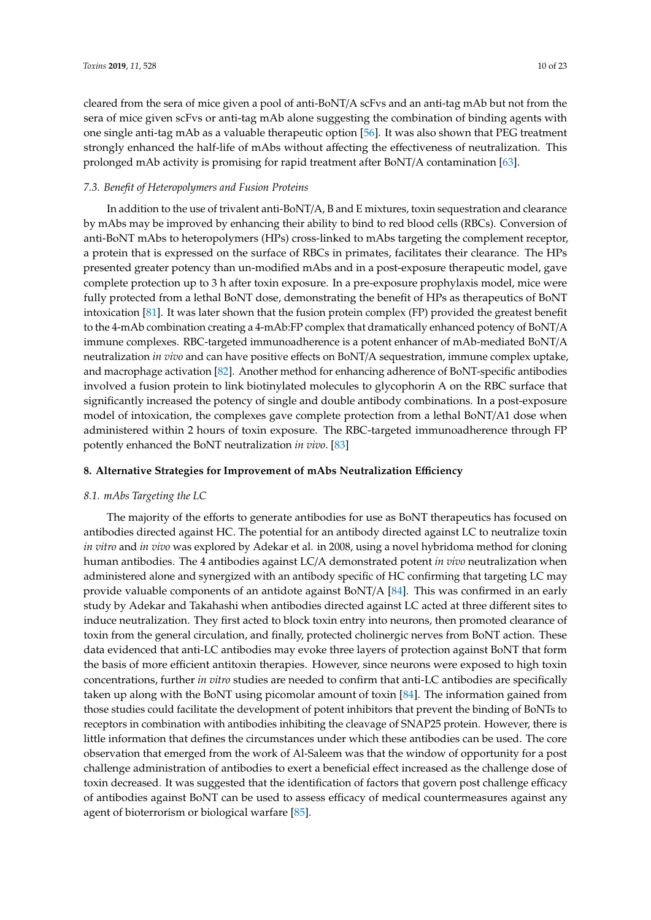cleared from the sera of mice given a pool of anti-BoNT/A scFvs and an anti-tag mAb but not from the sera of mice given scFvs or anti-tag mAb alone suggesting the combination of binding agents with one single anti-tag mAb as a valuable therapeutic option [56]. It was also shown that PEG treatment strongly enhanced the half-life of mAbs without affecting the effectiveness of neutralization. This prolonged mAb activity is promising for rapid treatment after BoNT/A contamination [63].

### *7.3. Benefit of Heteropolymers and Fusion Proteins*

In addition to the use of trivalent anti-BoNT/A, B and E mixtures, toxin sequestration and clearance by mAbs may be improved by enhancing their ability to bind to red blood cells (RBCs). Conversion of anti-BoNT mAbs to heteropolymers (HPs) cross-linked to mAbs targeting the complement receptor, a protein that is expressed on the surface of RBCs in primates, facilitates their clearance. The HPs presented greater potency than un-modified mAbs and in a post-exposure therapeutic model, gave complete protection up to 3 h after toxin exposure. In a pre-exposure prophylaxis model, mice were fully protected from a lethal BoNT dose, demonstrating the benefit of HPs as therapeutics of BoNT intoxication [81]. It was later shown that the fusion protein complex (FP) provided the greatest benefit to the 4-mAb combination creating a 4-mAb:FP complex that dramatically enhanced potency of BoNT/A immune complexes. RBC-targeted immunoadherence is a potent enhancer of mAb-mediated BoNT/A neutralization *in vivo* and can have positive effects on BoNT/A sequestration, immune complex uptake, and macrophage activation [82]. Another method for enhancing adherence of BoNT-specific antibodies involved a fusion protein to link biotinylated molecules to glycophorin A on the RBC surface that significantly increased the potency of single and double antibody combinations. In a post-exposure model of intoxication, the complexes gave complete protection from a lethal BoNT/A1 dose when administered within 2 hours of toxin exposure. The RBC-targeted immunoadherence through FP potently enhanced the BoNT neutralization *in vivo*. [83]

## 8. Alternative Strategies for Improvement of mAbs Neutralization Efficiency

### *8.1. mAbs Targeting the LC*

The majority of the efforts to generate antibodies for use as BoNT therapeutics has focused on antibodies directed against HC. The potential for an antibody directed against LC to neutralize toxin *in vitro* and *in vivo* was explored by Adekar et al. in 2008, using a novel hybridoma method for cloning human antibodies. The 4 antibodies against LC/A demonstrated potent *in vivo* neutralization when administered alone and synergized with an antibody specific of HC confirming that targeting LC may provide valuable components of an antidote against BoNT/A [84]. This was confirmed in an early study by Adekar and Takahashi when antibodies directed against LC acted at three different sites to induce neutralization. They first acted to block toxin entry into neurons, then promoted clearance of toxin from the general circulation, and finally, protected cholinergic nerves from BoNT action. These data evidenced that anti-LC antibodies may evoke three layers of protection against BoNT that form the basis of more efficient antitoxin therapies. However, since neurons were exposed to high toxin concentrations, further *in vitro* studies are needed to confirm that anti-LC antibodies are specifically taken up along with the BoNT using picomolar amount of toxin [84]. The information gained from those studies could facilitate the development of potent inhibitors that prevent the binding of BoNTs to receptors in combination with antibodies inhibiting the cleavage of SNAP25 protein. However, there is little information that defines the circumstances under which these antibodies can be used. The core observation that emerged from the work of Al-Saleem was that the window of opportunity for a post challenge administration of antibodies to exert a beneficial effect increased as the challenge dose of toxin decreased. It was suggested that the identification of factors that govern post challenge efficacy of antibodies against BoNT can be used to assess efficacy of medical countermeasures against any agent of bioterrorism or biological warfare [85].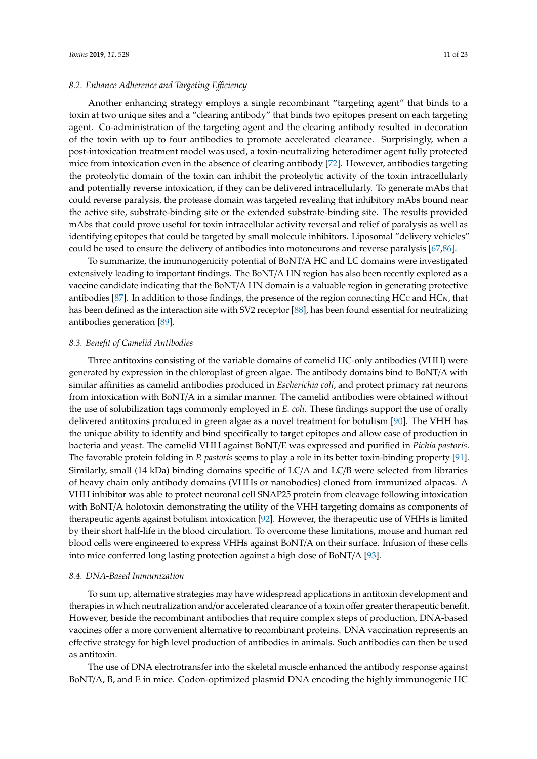### 8.2. Enhance Adherence and Targeting Efficiency

Another enhancing strategy employs a single recombinant "targeting agent" that binds to a toxin at two unique sites and a "clearing antibody" that binds two epitopes present on each targeting agent. Co-administration of the targeting agent and the clearing antibody resulted in decoration of the toxin with up to four antibodies to promote accelerated clearance. Surprisingly, when a post-intoxication treatment model was used, a toxin-neutralizing heterodimer agent fully protected mice from intoxication even in the absence of clearing antibody [72]. However, antibodies targeting the proteolytic domain of the toxin can inhibit the proteolytic activity of the toxin intracellularly and potentially reverse intoxication, if they can be delivered intracellularly. To generate mAbs that could reverse paralysis, the protease domain was targeted revealing that inhibitory mAbs bound near the active site, substrate-binding site or the extended substrate-binding site. The results provided mAbs that could prove useful for toxin intracellular activity reversal and relief of paralysis as well as identifying epitopes that could be targeted by small molecule inhibitors. Liposomal "delivery vehicles" could be used to ensure the delivery of antibodies into motoneurons and reverse paralysis [67,86].

To summarize, the immunogenicity potential of BoNT/A HC and LC domains were investigated extensively leading to important findings. The BoNT/A HN region has also been recently explored as a vaccine candidate indicating that the BoNT/A HN domain is a valuable region in generating protective antibodies [87]. In addition to those findings, the presence of the region connecting $HC_C$ and $HC_N$, that has been defined as the interaction site with SV2 receptor [88], has been found essential for neutralizing antibodies generation [89].

### 8.3. Benefit of Camelid Antibodies

Three antitoxins consisting of the variable domains of camelid HC-only antibodies (VHH) were generated by expression in the chloroplast of green algae. The antibody domains bind to BoNT/A with similar affinities as camelid antibodies produced in *Escherichia coli*, and protect primary rat neurons from intoxication with BoNT/A in a similar manner. The camelid antibodies were obtained without the use of solubilization tags commonly employed in *E. coli*. These findings support the use of orally delivered antitoxins produced in green algae as a novel treatment for botulism [90]. The VHH has the unique ability to identify and bind specifically to target epitopes and allow ease of production in bacteria and yeast. The camelid VHH against BoNT/E was expressed and purified in *Pichia pastoris*. The favorable protein folding in *P. pastoris* seems to play a role in its better toxin-binding property [91]. Similarly, small (14 kDa) binding domains specific of LC/A and LC/B were selected from libraries of heavy chain only antibody domains (VHHs or nanobodies) cloned from immunized alpacas. A VHH inhibitor was able to protect neuronal cell SNAP25 protein from cleavage following intoxication with BoNT/A holotoxin demonstrating the utility of the VHH targeting domains as components of therapeutic agents against botulism intoxication [92]. However, the therapeutic use of VHHs is limited by their short half-life in the blood circulation. To overcome these limitations, mouse and human red blood cells were engineered to express VHHs against BoNT/A on their surface. Infusion of these cells into mice conferred long lasting protection against a high dose of BoNT/A [93].

### 8.4. DNA-Based Immunization

To sum up, alternative strategies may have widespread applications in antitoxin development and therapies in which neutralization and/or accelerated clearance of a toxin offer greater therapeutic benefit. However, beside the recombinant antibodies that require complex steps of production, DNA-based vaccines offer a more convenient alternative to recombinant proteins. DNA vaccination represents an effective strategy for high level production of antibodies in animals. Such antibodies can then be used as antitoxin.

The use of DNA electrotransfer into the skeletal muscle enhanced the antibody response against BoNT/A, B, and E in mice. Codon-optimized plasmid DNA encoding the highly immunogenic HC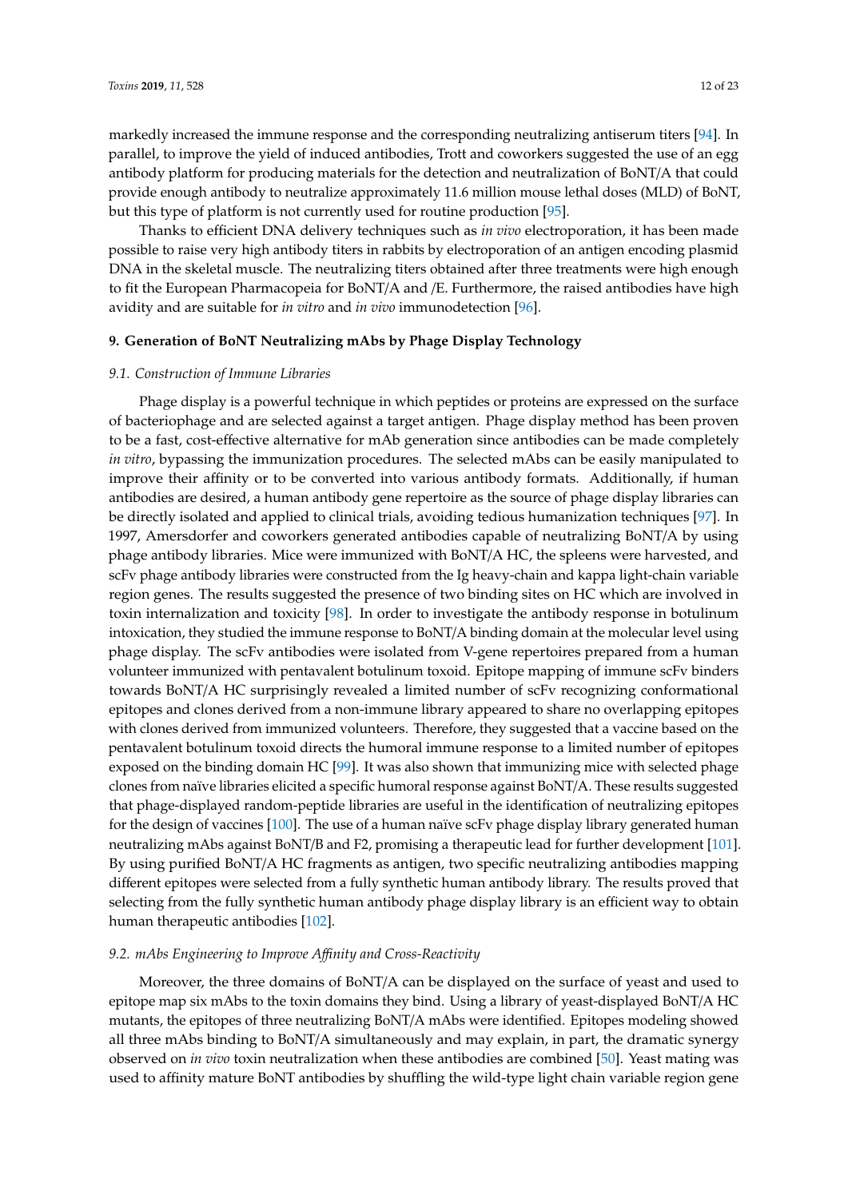markedly increased the immune response and the corresponding neutralizing antiserum titers [94]. In parallel, to improve the yield of induced antibodies, Trott and coworkers suggested the use of an egg antibody platform for producing materials for the detection and neutralization of BoNT/A that could provide enough antibody to neutralize approximately 11.6 million mouse lethal doses (MLD) of BoNT, but this type of platform is not currently used for routine production [95].

Thanks to efficient DNA delivery techniques such as *in vivo* electroporation, it has been made possible to raise very high antibody titers in rabbits by electroporation of an antigen encoding plasmid DNA in the skeletal muscle. The neutralizing titers obtained after three treatments were high enough to fit the European Pharmacopeia for BoNT/A and /E. Furthermore, the raised antibodies have high avidity and are suitable for *in vitro* and *in vivo* immunodetection [96].

## 9. Generation of BoNT Neutralizing mAbs by Phage Display Technology

### 9.1. Construction of Immune Libraries

Phage display is a powerful technique in which peptides or proteins are expressed on the surface of bacteriophage and are selected against a target antigen. Phage display method has been proven to be a fast, cost-effective alternative for mAb generation since antibodies can be made completely *in vitro*, bypassing the immunization procedures. The selected mAbs can be easily manipulated to improve their affinity or to be converted into various antibody formats. Additionally, if human antibodies are desired, a human antibody gene repertoire as the source of phage display libraries can be directly isolated and applied to clinical trials, avoiding tedious humanization techniques [97]. In 1997, Amersdorfer and coworkers generated antibodies capable of neutralizing BoNT/A by using phage antibody libraries. Mice were immunized with BoNT/A HC, the spleens were harvested, and scFv phage antibody libraries were constructed from the Ig heavy-chain and kappa light-chain variable region genes. The results suggested the presence of two binding sites on HC which are involved in toxin internalization and toxicity [98]. In order to investigate the antibody response in botulinum intoxication, they studied the immune response to BoNT/A binding domain at the molecular level using phage display. The scFv antibodies were isolated from V-gene repertoires prepared from a human volunteer immunized with pentavalent botulinum toxoid. Epitope mapping of immune scFv binders towards BoNT/A HC surprisingly revealed a limited number of scFv recognizing conformational epitopes and clones derived from a non-immune library appeared to share no overlapping epitopes with clones derived from immunized volunteers. Therefore, they suggested that a vaccine based on the pentavalent botulinum toxoid directs the humoral immune response to a limited number of epitopes exposed on the binding domain HC [99]. It was also shown that immunizing mice with selected phage clones from naïve libraries elicited a specific humoral response against BoNT/A. These results suggested that phage-displayed random-peptide libraries are useful in the identification of neutralizing epitopes for the design of vaccines [100]. The use of a human naïve scFv phage display library generated human neutralizing mAbs against BoNT/B and F2, promising a therapeutic lead for further development [101]. By using purified BoNT/A HC fragments as antigen, two specific neutralizing antibodies mapping different epitopes were selected from a fully synthetic human antibody library. The results proved that selecting from the fully synthetic human antibody phage display library is an efficient way to obtain human therapeutic antibodies [102].

### 9.2. mAbs Engineering to Improve Affinity and Cross-Reactivity

Moreover, the three domains of BoNT/A can be displayed on the surface of yeast and used to epitope map six mAbs to the toxin domains they bind. Using a library of yeast-displayed BoNT/A HC mutants, the epitopes of three neutralizing BoNT/A mAbs were identified. Epitopes modeling showed all three mAbs binding to BoNT/A simultaneously and may explain, in part, the dramatic synergy observed on *in vivo* toxin neutralization when these antibodies are combined [50]. Yeast mating was used to affinity mature BoNT antibodies by shuffling the wild-type light chain variable region gene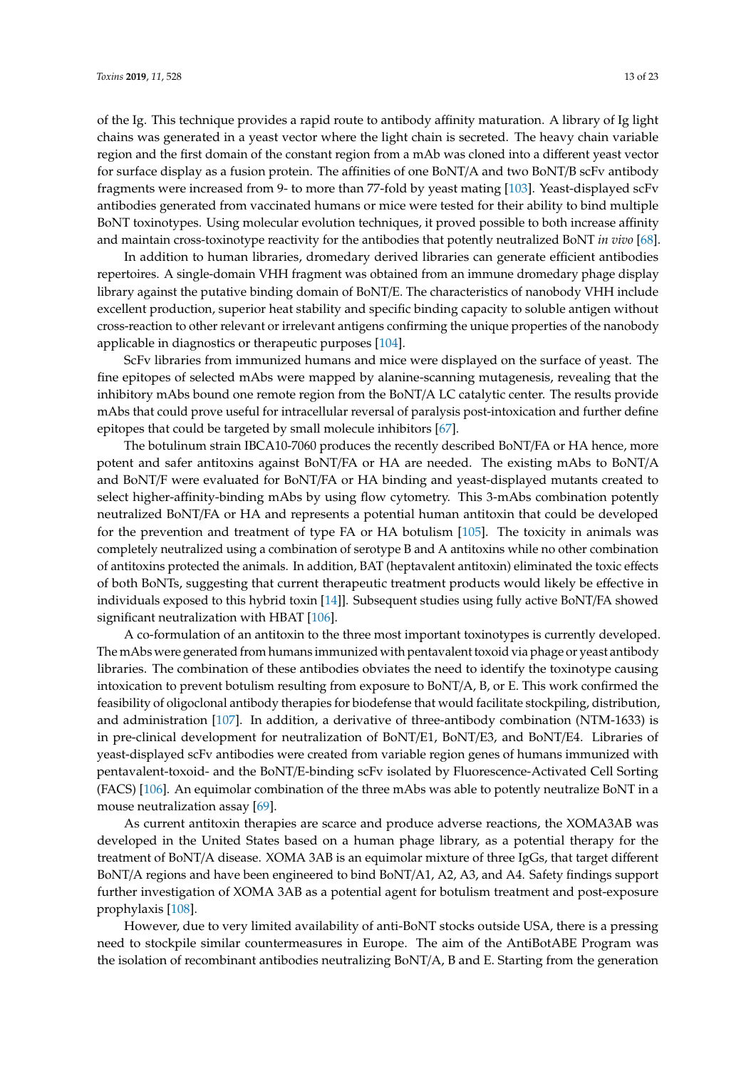of the Ig. This technique provides a rapid route to antibody affinity maturation. A library of Ig light chains was generated in a yeast vector where the light chain is secreted. The heavy chain variable region and the first domain of the constant region from a mAb was cloned into a different yeast vector for surface display as a fusion protein. The affinities of one BoNT/A and two BoNT/B scFv antibody fragments were increased from 9- to more than 77-fold by yeast mating [103]. Yeast-displayed scFv antibodies generated from vaccinated humans or mice were tested for their ability to bind multiple BoNT toxinotypes. Using molecular evolution techniques, it proved possible to both increase affinity and maintain cross-toxinotype reactivity for the antibodies that potently neutralized BoNT *in vivo* [68].

In addition to human libraries, dromedary derived libraries can generate efficient antibodies repertoires. A single-domain VHH fragment was obtained from an immune dromedary phage display library against the putative binding domain of BoNT/E. The characteristics of nanobody VHH include excellent production, superior heat stability and specific binding capacity to soluble antigen without cross-reaction to other relevant or irrelevant antigens confirming the unique properties of the nanobody applicable in diagnostics or therapeutic purposes [104].

ScFv libraries from immunized humans and mice were displayed on the surface of yeast. The fine epitopes of selected mAbs were mapped by alanine-scanning mutagenesis, revealing that the inhibitory mAbs bound one remote region from the BoNT/A LC catalytic center. The results provide mAbs that could prove useful for intracellular reversal of paralysis post-intoxication and further define epitopes that could be targeted by small molecule inhibitors [67].

The botulinum strain IBCA10-7060 produces the recently described BoNT/FA or HA hence, more potent and safer antitoxins against BoNT/FA or HA are needed. The existing mAbs to BoNT/A and BoNT/F were evaluated for BoNT/FA or HA binding and yeast-displayed mutants created to select higher-affinity-binding mAbs by using flow cytometry. This 3-mAbs combination potently neutralized BoNT/FA or HA and represents a potential human antitoxin that could be developed for the prevention and treatment of type FA or HA botulism [105]. The toxicity in animals was completely neutralized using a combination of serotype B and A antitoxins while no other combination of antitoxins protected the animals. In addition, BAT (heptavalent antitoxin) eliminated the toxic effects of both BoNTs, suggesting that current therapeutic treatment products would likely be effective in individuals exposed to this hybrid toxin [14]]. Subsequent studies using fully active BoNT/FA showed significant neutralization with HBAT [106].

A co-formulation of an antitoxin to the three most important toxinotypes is currently developed. The mAbs were generated from humans immunized with pentavalent toxoid via phage or yeast antibody libraries. The combination of these antibodies obviates the need to identify the toxinotype causing intoxication to prevent botulism resulting from exposure to BoNT/A, B, or E. This work confirmed the feasibility of oligoclonal antibody therapies for biodefense that would facilitate stockpiling, distribution, and administration [107]. In addition, a derivative of three-antibody combination (NTM-1633) is in pre-clinical development for neutralization of BoNT/E1, BoNT/E3, and BoNT/E4. Libraries of yeast-displayed scFv antibodies were created from variable region genes of humans immunized with pentavalent-toxoid- and the BoNT/E-binding scFv isolated by Fluorescence-Activated Cell Sorting (FACS) [106]. An equimolar combination of the three mAbs was able to potently neutralize BoNT in a mouse neutralization assay [69].

As current antitoxin therapies are scarce and produce adverse reactions, the XOMA3AB was developed in the United States based on a human phage library, as a potential therapy for the treatment of BoNT/A disease. XOMA 3AB is an equimolar mixture of three IgGs, that target different BoNT/A regions and have been engineered to bind BoNT/A1, A2, A3, and A4. Safety findings support further investigation of XOMA 3AB as a potential agent for botulism treatment and post-exposure prophylaxis [108].

However, due to very limited availability of anti-BoNT stocks outside USA, there is a pressing need to stockpile similar countermeasures in Europe. The aim of the AntiBotABE Program was the isolation of recombinant antibodies neutralizing BoNT/A, B and E. Starting from the generation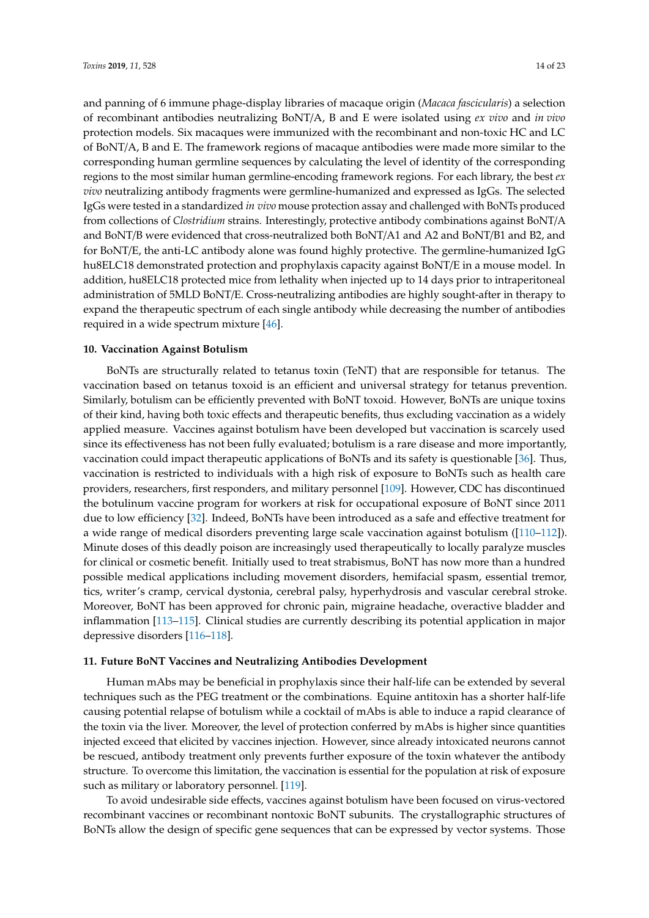and panning of 6 immune phage-display libraries of macaque origin (*Macaca fascicularis*) a selection of recombinant antibodies neutralizing BoNT/A, B and E were isolated using *ex vivo* and *in vivo* protection models. Six macaques were immunized with the recombinant and non-toxic HC and LC of BoNT/A, B and E. The framework regions of macaque antibodies were made more similar to the corresponding human germline sequences by calculating the level of identity of the corresponding regions to the most similar human germline-encoding framework regions. For each library, the best *ex vivo* neutralizing antibody fragments were germline-humanized and expressed as IgGs. The selected IgGs were tested in a standardized *in vivo* mouse protection assay and challenged with BoNTs produced from collections of *Clostridium* strains. Interestingly, protective antibody combinations against BoNT/A and BoNT/B were evidenced that cross-neutralized both BoNT/A1 and A2 and BoNT/B1 and B2, and for BoNT/E, the anti-LC antibody alone was found highly protective. The germline-humanized IgG hu8ELC18 demonstrated protection and prophylaxis capacity against BoNT/E in a mouse model. In addition, hu8ELC18 protected mice from lethality when injected up to 14 days prior to intraperitoneal administration of 5MLD BoNT/E. Cross-neutralizing antibodies are highly sought-after in therapy to expand the therapeutic spectrum of each single antibody while decreasing the number of antibodies required in a wide spectrum mixture [46].

## 10. Vaccination Against Botulism

BoNTs are structurally related to tetanus toxin (TeNT) that are responsible for tetanus. The vaccination based on tetanus toxoid is an efficient and universal strategy for tetanus prevention. Similarly, botulism can be efficiently prevented with BoNT toxoid. However, BoNTs are unique toxins of their kind, having both toxic effects and therapeutic benefits, thus excluding vaccination as a widely applied measure. Vaccines against botulism have been developed but vaccination is scarcely used since its effectiveness has not been fully evaluated; botulism is a rare disease and more importantly, vaccination could impact therapeutic applications of BoNTs and its safety is questionable [36]. Thus, vaccination is restricted to individuals with a high risk of exposure to BoNTs such as health care providers, researchers, first responders, and military personnel [109]. However, CDC has discontinued the botulinum vaccine program for workers at risk for occupational exposure of BoNT since 2011 due to low efficiency [32]. Indeed, BoNTs have been introduced as a safe and effective treatment for a wide range of medical disorders preventing large scale vaccination against botulism ([110–112]). Minute doses of this deadly poison are increasingly used therapeutically to locally paralyze muscles for clinical or cosmetic benefit. Initially used to treat strabismus, BoNT has now more than a hundred possible medical applications including movement disorders, hemifacial spasm, essential tremor, tics, writer's cramp, cervical dystonia, cerebral palsy, hyperhydrosis and vascular cerebral stroke. Moreover, BoNT has been approved for chronic pain, migraine headache, overactive bladder and inflammation [113–115]. Clinical studies are currently describing its potential application in major depressive disorders [116–118].

## 11. Future BoNT Vaccines and Neutralizing Antibodies Development

Human mAbs may be beneficial in prophylaxis since their half-life can be extended by several techniques such as the PEG treatment or the combinations. Equine antitoxin has a shorter half-life causing potential relapse of botulism while a cocktail of mAbs is able to induce a rapid clearance of the toxin via the liver. Moreover, the level of protection conferred by mAbs is higher since quantities injected exceed that elicited by vaccines injection. However, since already intoxicated neurons cannot be rescued, antibody treatment only prevents further exposure of the toxin whatever the antibody structure. To overcome this limitation, the vaccination is essential for the population at risk of exposure such as military or laboratory personnel. [119].

To avoid undesirable side effects, vaccines against botulism have been focused on virus-vectored recombinant vaccines or recombinant nontoxic BoNT subunits. The crystallographic structures of BoNTs allow the design of specific gene sequences that can be expressed by vector systems. Those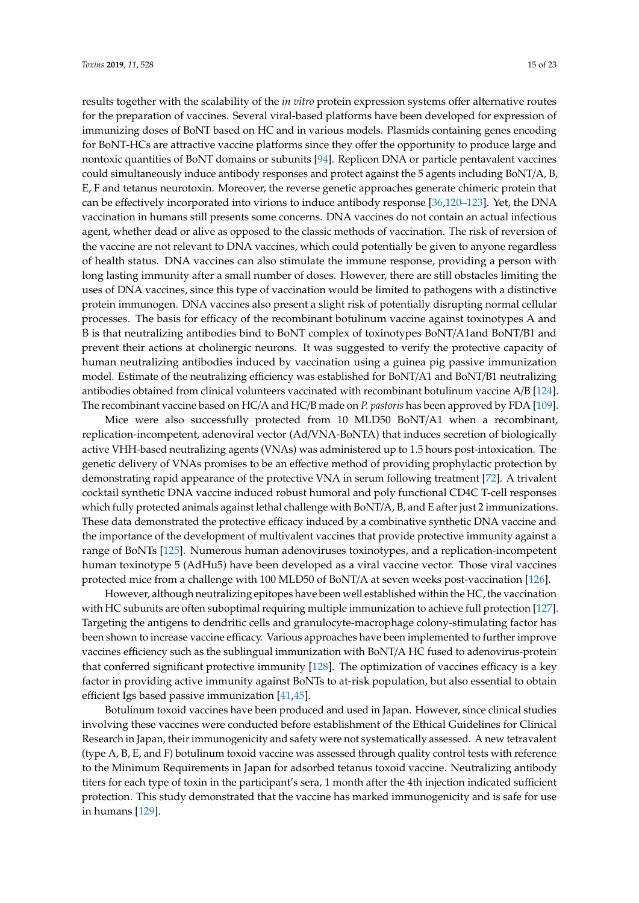results together with the scalability of the *in vitro* protein expression systems offer alternative routes for the preparation of vaccines. Several viral-based platforms have been developed for expression of immunizing doses of BoNT based on HC and in various models. Plasmids containing genes encoding for BoNT-HCs are attractive vaccine platforms since they offer the opportunity to produce large and nontoxic quantities of BoNT domains or subunits [94]. Replicon DNA or particle pentavalent vaccines could simultaneously induce antibody responses and protect against the 5 agents including BoNT/A, B, E, F and tetanus neurotoxin. Moreover, the reverse genetic approaches generate chimeric protein that can be effectively incorporated into virions to induce antibody response [36,120–123]. Yet, the DNA vaccination in humans still presents some concerns. DNA vaccines do not contain an actual infectious agent, whether dead or alive as opposed to the classic methods of vaccination. The risk of reversion of the vaccine are not relevant to DNA vaccines, which could potentially be given to anyone regardless of health status. DNA vaccines can also stimulate the immune response, providing a person with long lasting immunity after a small number of doses. However, there are still obstacles limiting the uses of DNA vaccines, since this type of vaccination would be limited to pathogens with a distinctive protein immunogen. DNA vaccines also present a slight risk of potentially disrupting normal cellular processes. The basis for efficacy of the recombinant botulinum vaccine against toxinotypes A and B is that neutralizing antibodies bind to BoNT complex of toxinotypes BoNT/A1and BoNT/B1 and prevent their actions at cholinergic neurons. It was suggested to verify the protective capacity of human neutralizing antibodies induced by vaccination using a guinea pig passive immunization model. Estimate of the neutralizing efficiency was established for BoNT/A1 and BoNT/B1 neutralizing antibodies obtained from clinical volunteers vaccinated with recombinant botulinum vaccine A/B [124]. The recombinant vaccine based on HC/A and HC/B made on *P. pastoris* has been approved by FDA [109].

Mice were also successfully protected from 10 MLD50 BoNT/A1 when a recombinant, replication-incompetent, adenoviral vector (Ad/VNA-BoNTA) that induces secretion of biologically active VHH-based neutralizing agents (VNAs) was administered up to 1.5 hours post-intoxication. The genetic delivery of VNAs promises to be an effective method of providing prophylactic protection by demonstrating rapid appearance of the protective VNA in serum following treatment [72]. A trivalent cocktail synthetic DNA vaccine induced robust humoral and poly functional CD4C T-cell responses which fully protected animals against lethal challenge with BoNT/A, B, and E after just 2 immunizations. These data demonstrated the protective efficacy induced by a combinative synthetic DNA vaccine and the importance of the development of multivalent vaccines that provide protective immunity against a range of BoNTs [125]. Numerous human adenoviruses toxinotypes, and a replication-incompetent human toxinotype 5 (AdHu5) have been developed as a viral vaccine vector. Those viral vaccines protected mice from a challenge with 100 MLD50 of BoNT/A at seven weeks post-vaccination [126].

However, although neutralizing epitopes have been well established within the HC, the vaccination with HC subunits are often suboptimal requiring multiple immunization to achieve full protection [127]. Targeting the antigens to dendritic cells and granulocyte-macrophage colony-stimulating factor has been shown to increase vaccine efficacy. Various approaches have been implemented to further improve vaccines efficiency such as the sublingual immunization with BoNT/A HC fused to adenovirus-protein that conferred significant protective immunity [128]. The optimization of vaccines efficacy is a key factor in providing active immunity against BoNTs to at-risk population, but also essential to obtain efficient Igs based passive immunization [41,45].

Botulinum toxoid vaccines have been produced and used in Japan. However, since clinical studies involving these vaccines were conducted before establishment of the Ethical Guidelines for Clinical Research in Japan, their immunogenicity and safety were not systematically assessed. A new tetravalent (type A, B, E, and F) botulinum toxoid vaccine was assessed through quality control tests with reference to the Minimum Requirements in Japan for adsorbed tetanus toxoid vaccine. Neutralizing antibody titers for each type of toxin in the participant's sera, 1 month after the 4th injection indicated sufficient protection. This study demonstrated that the vaccine has marked immunogenicity and is safe for use in humans [129].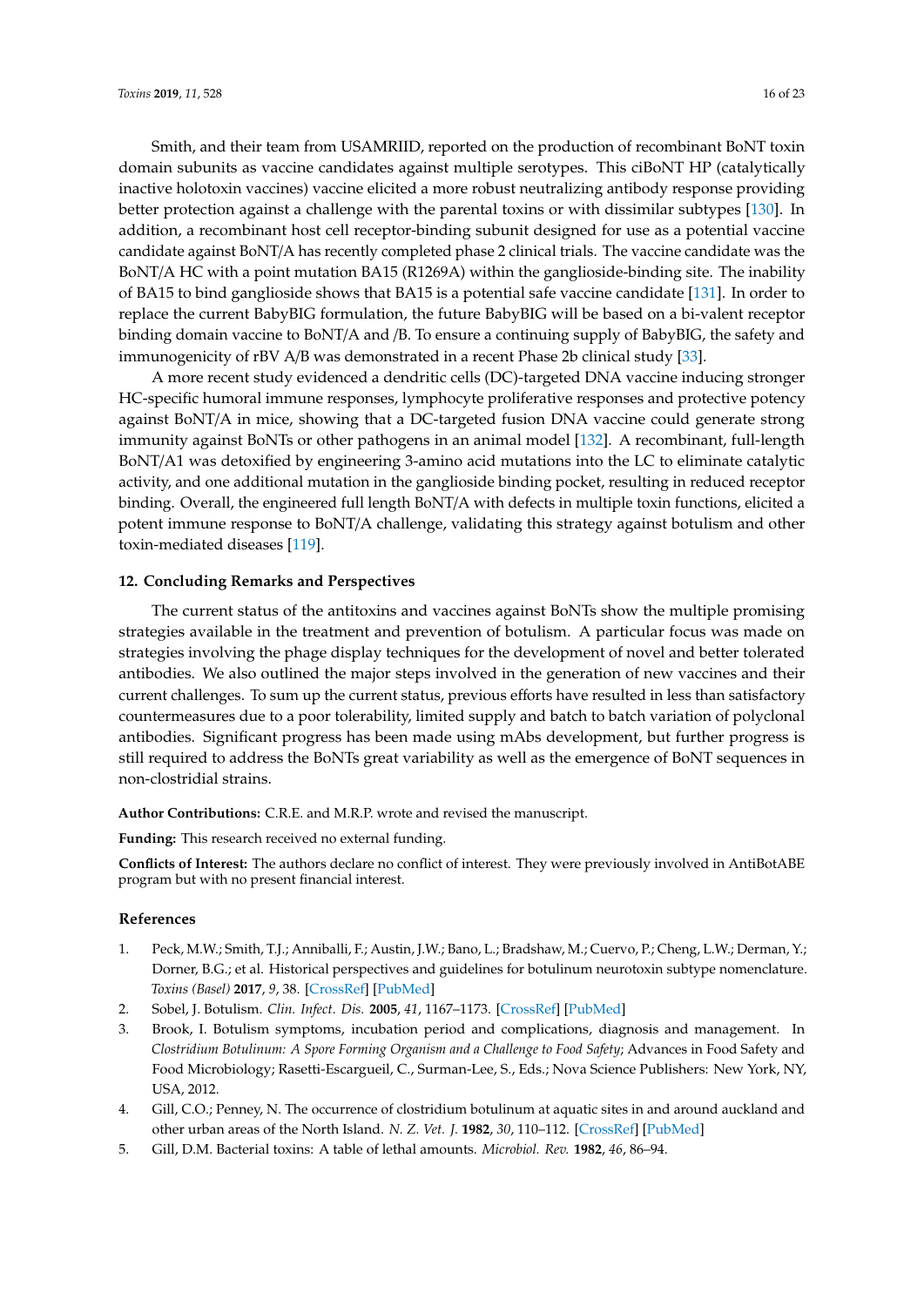Smith, and their team from USAMRIID, reported on the production of recombinant BoNT toxin domain subunits as vaccine candidates against multiple serotypes. This ciBoNT HP (catalytically inactive holotoxin vaccines) vaccine elicited a more robust neutralizing antibody response providing better protection against a challenge with the parental toxins or with dissimilar subtypes [130]. In addition, a recombinant host cell receptor-binding subunit designed for use as a potential vaccine candidate against BoNT/A has recently completed phase 2 clinical trials. The vaccine candidate was the BoNT/A HC with a point mutation BA15 (R1269A) within the ganglioside-binding site. The inability of BA15 to bind ganglioside shows that BA15 is a potential safe vaccine candidate [131]. In order to replace the current BabyBIG formulation, the future BabyBIG will be based on a bi-valent receptor binding domain vaccine to BoNT/A and /B. To ensure a continuing supply of BabyBIG, the safety and immunogenicity of rBV A/B was demonstrated in a recent Phase 2b clinical study [33].

A more recent study evidenced a dendritic cells (DC)-targeted DNA vaccine inducing stronger HC-specific humoral immune responses, lymphocyte proliferative responses and protective potency against BoNT/A in mice, showing that a DC-targeted fusion DNA vaccine could generate strong immunity against BoNTs or other pathogens in an animal model [132]. A recombinant, full-length BoNT/A1 was detoxified by engineering 3-amino acid mutations into the LC to eliminate catalytic activity, and one additional mutation in the ganglioside binding pocket, resulting in reduced receptor binding. Overall, the engineered full length BoNT/A with defects in multiple toxin functions, elicited a potent immune response to BoNT/A challenge, validating this strategy against botulism and other toxin-mediated diseases [119].

## 12. Concluding Remarks and Perspectives

The current status of the antitoxins and vaccines against BoNTs show the multiple promising strategies available in the treatment and prevention of botulism. A particular focus was made on strategies involving the phage display techniques for the development of novel and better tolerated antibodies. We also outlined the major steps involved in the generation of new vaccines and their current challenges. To sum up the current status, previous efforts have resulted in less than satisfactory countermeasures due to a poor tolerability, limited supply and batch to batch variation of polyclonal antibodies. Significant progress has been made using mAbs development, but further progress is still required to address the BoNTs great variability as well as the emergence of BoNT sequences in non-clostridial strains.

**Author Contributions:** C.R.E. and M.R.P. wrote and revised the manuscript.

**Funding:** This research received no external funding.

**Conflicts of Interest:** The authors declare no conflict of interest. They were previously involved in AntiBotABE program but with no present financial interest.

## References

1. Peck, M.W.; Smith, T.J.; Anniballi, F.; Austin, J.W.; Bano, L.; Bradshaw, M.; Cuervo, P.; Cheng, L.W.; Derman, Y.; Dorner, B.G.; et al. Historical perspectives and guidelines for botulinum neurotoxin subtype nomenclature. *Toxins (Basel)* **2017**, *9*, 38. [CrossRef] [PubMed]
2. Sobel, J. Botulism. *Clin. Infect. Dis.* **2005**, *41*, 1167–1173. [CrossRef] [PubMed]
3. Brook, I. Botulism symptoms, incubation period and complications, diagnosis and management. In *Clostridium Botulinum: A Spore Forming Organism and a Challenge to Food Safety*; Advances in Food Safety and Food Microbiology; Rasetti-Escargueil, C., Surman-Lee, S., Eds.; Nova Science Publishers: New York, NY, USA, 2012.
4. Gill, C.O.; Penney, N. The occurrence of clostridium botulinum at aquatic sites in and around auckland and other urban areas of the North Island. *N. Z. Vet. J.* **1982**, *30*, 110–112. [CrossRef] [PubMed]
5. Gill, D.M. Bacterial toxins: A table of lethal amounts. *Microbiol. Rev.* **1982**, *46*, 86–94.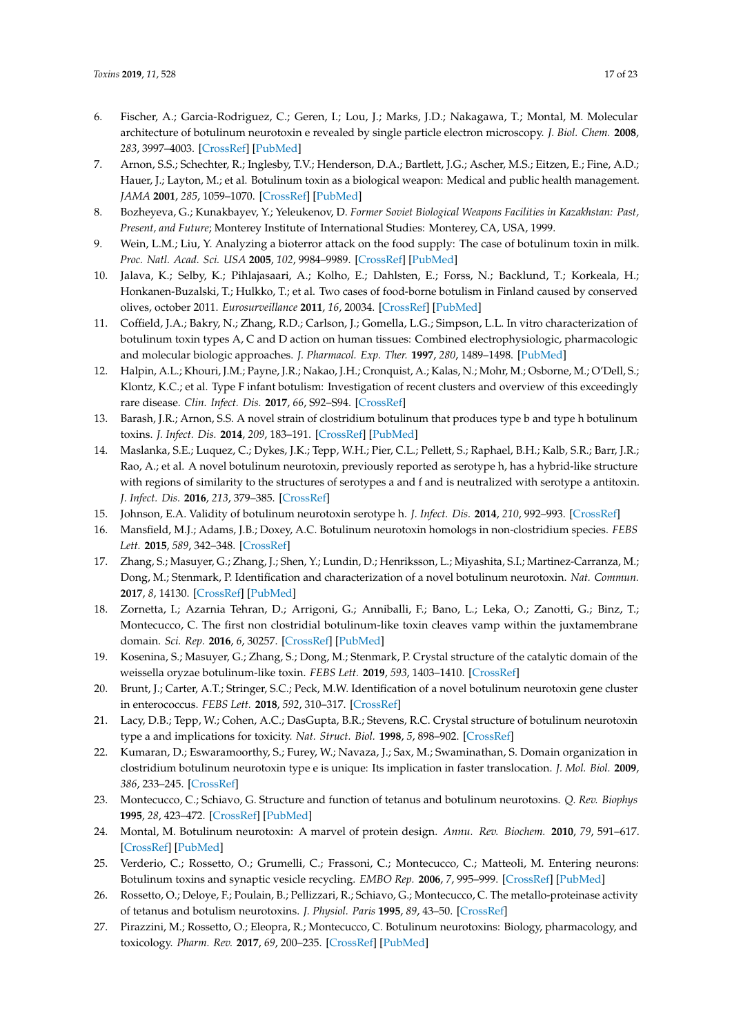6. Fischer, A.; Garcia-Rodriguez, C.; Geren, I.; Lou, J.; Marks, J.D.; Nakagawa, T.; Montal, M. Molecular architecture of botulinum neurotoxin e revealed by single particle electron microscopy. *J. Biol. Chem.* **2008**, *283*, 3997–4003. [CrossRef] [PubMed]
7. Arnon, S.S.; Schechter, R.; Inglesby, T.V.; Henderson, D.A.; Bartlett, J.G.; Ascher, M.S.; Eitzen, E.; Fine, A.D.; Hauer, J.; Layton, M.; et al. Botulinum toxin as a biological weapon: Medical and public health management. *JAMA* **2001**, *285*, 1059–1070. [CrossRef] [PubMed]
8. Bozheyeva, G.; Kunakbayev, Y.; Yeleukenov, D. *Former Soviet Biological Weapons Facilities in Kazakhstan: Past, Present, and Future*; Monterey Institute of International Studies: Monterey, CA, USA, 1999.
9. Wein, L.M.; Liu, Y. Analyzing a bioterror attack on the food supply: The case of botulinum toxin in milk. *Proc. Natl. Acad. Sci. USA* **2005**, *102*, 9984–9989. [CrossRef] [PubMed]
10. Jalava, K.; Selby, K.; Pihlajasaari, A.; Kolho, E.; Dahlsten, E.; Forss, N.; Backlund, T.; Korkeala, H.; Honkanen-Buzalski, T.; Hulkko, T.; et al. Two cases of food-borne botulism in Finland caused by conserved olives, october 2011. *Eurosurveillance* **2011**, *16*, 20034. [CrossRef] [PubMed]
11. Coffield, J.A.; Bakry, N.; Zhang, R.D.; Carlson, J.; Gomella, L.G.; Simpson, L.L. In vitro characterization of botulinum toxin types A, C and D action on human tissues: Combined electrophysiologic, pharmacologic and molecular biologic approaches. *J. Pharmacol. Exp. Ther.* **1997**, *280*, 1489–1498. [PubMed]
12. Halpin, A.L.; Khouri, J.M.; Payne, J.R.; Nakao, J.H.; Cronquist, A.; Kalas, N.; Mohr, M.; Osborne, M.; O'Dell, S.; Klontz, K.C.; et al. Type F infant botulism: Investigation of recent clusters and overview of this exceedingly rare disease. *Clin. Infect. Dis.* **2017**, *66*, S92–S94. [CrossRef]
13. Barash, J.R.; Arnon, S.S. A novel strain of clostridium botulinum that produces type b and type h botulinum toxins. *J. Infect. Dis.* **2014**, *209*, 183–191. [CrossRef] [PubMed]
14. Maslanka, S.E.; Luquez, C.; Dykes, J.K.; Tepp, W.H.; Pier, C.L.; Pellett, S.; Raphael, B.H.; Kalb, S.R.; Barr, J.R.; Rao, A.; et al. A novel botulinum neurotoxin, previously reported as serotype h, has a hybrid-like structure with regions of similarity to the structures of serotypes a and f and is neutralized with serotype a antitoxin. *J. Infect. Dis.* **2016**, *213*, 379–385. [CrossRef]
15. Johnson, E.A. Validity of botulinum neurotoxin serotype h. *J. Infect. Dis.* **2014**, *210*, 992–993. [CrossRef]
16. Mansfield, M.J.; Adams, J.B.; Doxey, A.C. Botulinum neurotoxin homologs in non-clostridium species. *FEBS Lett.* **2015**, *589*, 342–348. [CrossRef]
17. Zhang, S.; Masuyer, G.; Zhang, J.; Shen, Y.; Lundin, D.; Henriksson, L.; Miyashita, S.I.; Martinez-Carranza, M.; Dong, M.; Stenmark, P. Identification and characterization of a novel botulinum neurotoxin. *Nat. Commun.* **2017**, *8*, 14130. [CrossRef] [PubMed]
18. Zornetta, I.; Azarnia Tehran, D.; Arrigoni, G.; Anniballi, F.; Bano, L.; Leka, O.; Zanotti, G.; Binz, T.; Montecucco, C. The first non clostridial botulinum-like toxin cleaves vamp within the juxtamembrane domain. *Sci. Rep.* **2016**, *6*, 30257. [CrossRef] [PubMed]
19. Kosenina, S.; Masuyer, G.; Zhang, S.; Dong, M.; Stenmark, P. Crystal structure of the catalytic domain of the weissella oryzae botulinum-like toxin. *FEBS Lett.* **2019**, *593*, 1403–1410. [CrossRef]
20. Brunt, J.; Carter, A.T.; Stringer, S.C.; Peck, M.W. Identification of a novel botulinum neurotoxin gene cluster in enterococcus. *FEBS Lett.* **2018**, *592*, 310–317. [CrossRef]
21. Lacy, D.B.; Tepp, W.; Cohen, A.C.; DasGupta, B.R.; Stevens, R.C. Crystal structure of botulinum neurotoxin type a and implications for toxicity. *Nat. Struct. Biol.* **1998**, *5*, 898–902. [CrossRef]
22. Kumaran, D.; Eswaramoorthy, S.; Furey, W.; Navaza, J.; Sax, M.; Swaminathan, S. Domain organization in clostridium botulinum neurotoxin type e is unique: Its implication in faster translocation. *J. Mol. Biol.* **2009**, *386*, 233–245. [CrossRef]
23. Montecucco, C.; Schiavo, G. Structure and function of tetanus and botulinum neurotoxins. *Q. Rev. Biophys* **1995**, *28*, 423–472. [CrossRef] [PubMed]
24. Montal, M. Botulinum neurotoxin: A marvel of protein design. *Annu. Rev. Biochem.* **2010**, *79*, 591–617. [CrossRef] [PubMed]
25. Verderio, C.; Rossetto, O.; Grumelli, C.; Frassoni, C.; Montecucco, C.; Matteoli, M. Entering neurons: Botulinum toxins and synaptic vesicle recycling. *EMBO Rep.* **2006**, *7*, 995–999. [CrossRef] [PubMed]
26. Rossetto, O.; Deloye, F.; Poulain, B.; Pellizzari, R.; Schiavo, G.; Montecucco, C. The metallo-proteinase activity of tetanus and botulism neurotoxins. *J. Physiol. Paris* **1995**, *89*, 43–50. [CrossRef]
27. Pirazzini, M.; Rossetto, O.; Eleopra, R.; Montecucco, C. Botulinum neurotoxins: Biology, pharmacology, and toxicology. *Pharm. Rev.* **2017**, *69*, 200–235. [CrossRef] [PubMed]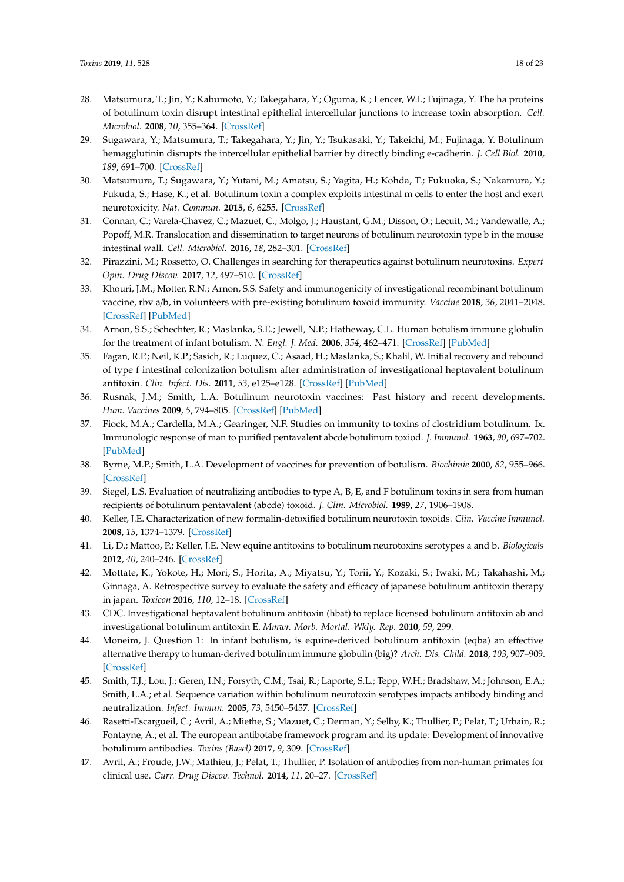28. Matsumura, T.; Jin, Y.; Kabumoto, Y.; Takegahara, Y.; Oguma, K.; Lencer, W.I.; Fujinaga, Y. The ha proteins of botulinum toxin disrupt intestinal epithelial intercellular junctions to increase toxin absorption. *Cell. Microbiol.* **2008**, *10*, 355–364. [CrossRef]
29. Sugawara, Y.; Matsumura, T.; Takegahara, Y.; Jin, Y.; Tsukasaki, Y.; Takeichi, M.; Fujinaga, Y. Botulinum hemagglutinin disrupts the intercellular epithelial barrier by directly binding e-cadherin. *J. Cell Biol.* **2010**, *189*, 691–700. [CrossRef]
30. Matsumura, T.; Sugawara, Y.; Yutani, M.; Amatsu, S.; Yagita, H.; Kohda, T.; Fukuoka, S.; Nakamura, Y.; Fukuda, S.; Hase, K.; et al. Botulinum toxin a complex exploits intestinal m cells to enter the host and exert neurotoxicity. *Nat. Commun.* **2015**, *6*, 6255. [CrossRef]
31. Connan, C.; Varela-Chavez, C.; Mazuet, C.; Molgo, J.; Haustant, G.M.; Disson, O.; Lecuit, M.; Vandewalle, A.; Popoff, M.R. Translocation and dissemination to target neurons of botulinum neurotoxin type b in the mouse intestinal wall. *Cell. Microbiol.* **2016**, *18*, 282–301. [CrossRef]
32. Pirazzini, M.; Rossetto, O. Challenges in searching for therapeutics against botulinum neurotoxins. *Expert Opin. Drug Discov.* **2017**, *12*, 497–510. [CrossRef]
33. Khouri, J.M.; Motter, R.N.; Arnon, S.S. Safety and immunogenicity of investigational recombinant botulinum vaccine, rbv a/b, in volunteers with pre-existing botulinum toxoid immunity. *Vaccine* **2018**, *36*, 2041–2048. [CrossRef] [PubMed]
34. Arnon, S.S.; Schechter, R.; Maslanka, S.E.; Jewell, N.P.; Hatheway, C.L. Human botulism immune globulin for the treatment of infant botulism. *N. Engl. J. Med.* **2006**, *354*, 462–471. [CrossRef] [PubMed]
35. Fagan, R.P.; Neil, K.P.; Sasich, R.; Luquez, C.; Asaad, H.; Maslanka, S.; Khalil, W. Initial recovery and rebound of type f intestinal colonization botulism after administration of investigational heptavalent botulinum antitoxin. *Clin. Infect. Dis.* **2011**, *53*, e125–e128. [CrossRef] [PubMed]
36. Rusnak, J.M.; Smith, L.A. Botulinum neurotoxin vaccines: Past history and recent developments. *Hum. Vaccines* **2009**, *5*, 794–805. [CrossRef] [PubMed]
37. Fiock, M.A.; Cardella, M.A.; Gearinger, N.F. Studies on immunity to toxins of clostridium botulinum. Ix. Immunologic response of man to purified pentavalent abcde botulinum toxiod. *J. Immunol.* **1963**, *90*, 697–702. [PubMed]
38. Byrne, M.P.; Smith, L.A. Development of vaccines for prevention of botulism. *Biochimie* **2000**, *82*, 955–966. [CrossRef]
39. Siegel, L.S. Evaluation of neutralizing antibodies to type A, B, E, and F botulinum toxins in sera from human recipients of botulinum pentavalent (abcde) toxoid. *J. Clin. Microbiol.* **1989**, *27*, 1906–1908.
40. Keller, J.E. Characterization of new formalin-detoxified botulinum neurotoxin toxoids. *Clin. Vaccine Immunol.* **2008**, *15*, 1374–1379. [CrossRef]
41. Li, D.; Mattoo, P.; Keller, J.E. New equine antitoxins to botulinum neurotoxins serotypes a and b. *Biologicals* **2012**, *40*, 240–246. [CrossRef]
42. Mottate, K.; Yokote, H.; Mori, S.; Horita, A.; Miyatsu, Y.; Torii, Y.; Kozaki, S.; Iwaki, M.; Takahashi, M.; Ginnaga, A. Retrospective survey to evaluate the safety and efficacy of japanese botulinum antitoxin therapy in japan. *Toxicon* **2016**, *110*, 12–18. [CrossRef]
43. CDC. Investigational heptavalent botulinum antitoxin (hbat) to replace licensed botulinum antitoxin ab and investigational botulinum antitoxin E. *Mmwr. Morb. Mortal. Wkly. Rep.* **2010**, *59*, 299.
44. Moneim, J. Question 1: In infant botulism, is equine-derived botulinum antitoxin (eqba) an effective alternative therapy to human-derived botulinum immune globulin (big)? *Arch. Dis. Child.* **2018**, *103*, 907–909. [CrossRef]
45. Smith, T.J.; Lou, J.; Geren, I.N.; Forsyth, C.M.; Tsai, R.; Laporte, S.L.; Tepp, W.H.; Bradshaw, M.; Johnson, E.A.; Smith, L.A.; et al. Sequence variation within botulinum neurotoxin serotypes impacts antibody binding and neutralization. *Infect. Immun.* **2005**, *73*, 5450–5457. [CrossRef]
46. Rasetti-Escargueil, C.; Avril, A.; Miethe, S.; Mazuet, C.; Derman, Y.; Selby, K.; Thullier, P.; Pelat, T.; Urbain, R.; Fontayne, A.; et al. The european antibotabe framework program and its update: Development of innovative botulinum antibodies. *Toxins (Basel)* **2017**, *9*, 309. [CrossRef]
47. Avril, A.; Froude, J.W.; Mathieu, J.; Pelat, T.; Thullier, P. Isolation of antibodies from non-human primates for clinical use. *Curr. Drug Discov. Technol.* **2014**, *11*, 20–27. [CrossRef]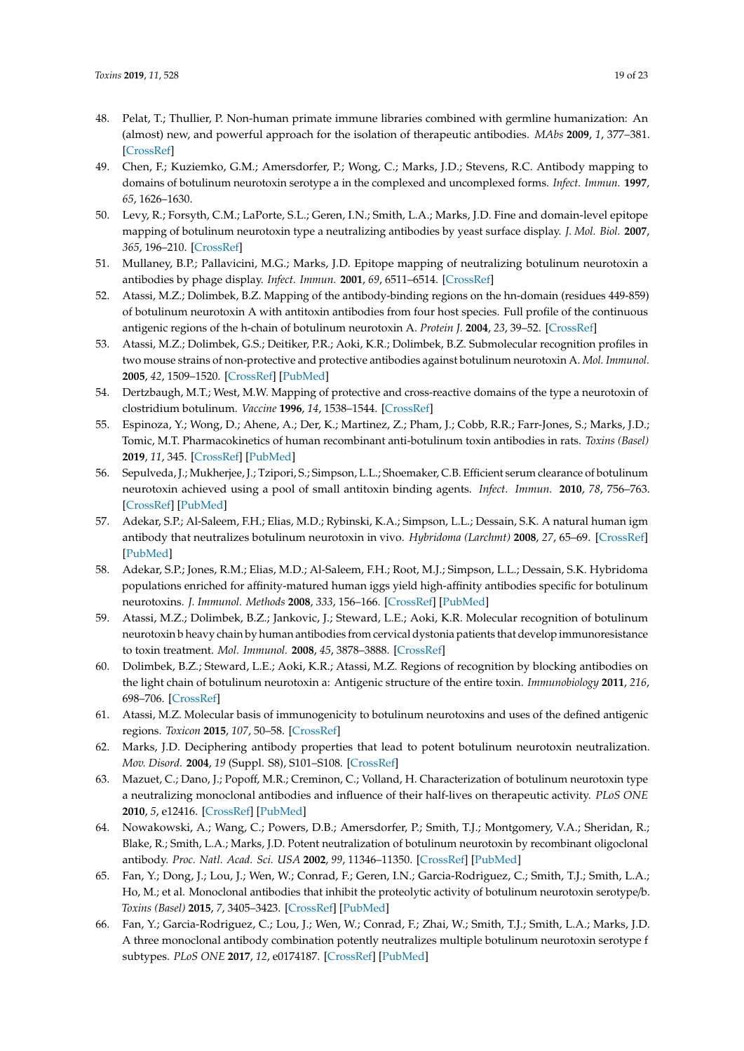48. Pelat, T.; Thullier, P. Non-human primate immune libraries combined with germline humanization: An (almost) new, and powerful approach for the isolation of therapeutic antibodies. *MAbs* **2009**, *1*, 377–381. [CrossRef]
49. Chen, F.; Kuziemko, G.M.; Amersdorfer, P.; Wong, C.; Marks, J.D.; Stevens, R.C. Antibody mapping to domains of botulinum neurotoxin serotype a in the complexed and uncomplexed forms. *Infect. Immun.* **1997**, *65*, 1626–1630.
50. Levy, R.; Forsyth, C.M.; LaPorte, S.L.; Geren, I.N.; Smith, L.A.; Marks, J.D. Fine and domain-level epitope mapping of botulinum neurotoxin type a neutralizing antibodies by yeast surface display. *J. Mol. Biol.* **2007**, *365*, 196–210. [CrossRef]
51. Mullaney, B.P.; Pallavicini, M.G.; Marks, J.D. Epitope mapping of neutralizing botulinum neurotoxin a antibodies by phage display. *Infect. Immun.* **2001**, *69*, 6511–6514. [CrossRef]
52. Atassi, M.Z.; Dolimbek, B.Z. Mapping of the antibody-binding regions on the hn-domain (residues 449-859) of botulinum neurotoxin A with antitoxin antibodies from four host species. Full profile of the continuous antigenic regions of the h-chain of botulinum neurotoxin A. *Protein J.* **2004**, *23*, 39–52. [CrossRef]
53. Atassi, M.Z.; Dolimbek, G.S.; Deitiker, P.R.; Aoki, K.R.; Dolimbek, B.Z. Submolecular recognition profiles in two mouse strains of non-protective and protective antibodies against botulinum neurotoxin A. *Mol. Immunol.* **2005**, *42*, 1509–1520. [CrossRef] [PubMed]
54. Dertzbaugh, M.T.; West, M.W. Mapping of protective and cross-reactive domains of the type a neurotoxin of clostridium botulinum. *Vaccine* **1996**, *14*, 1538–1544. [CrossRef]
55. Espinoza, Y.; Wong, D.; Ahene, A.; Der, K.; Martinez, Z.; Pham, J.; Cobb, R.R.; Farr-Jones, S.; Marks, J.D.; Tomic, M.T. Pharmacokinetics of human recombinant anti-botulinum toxin antibodies in rats. *Toxins (Basel)* **2019**, *11*, 345. [CrossRef] [PubMed]
56. Sepulveda, J.; Mukherjee, J.; Tzipori, S.; Simpson, L.L.; Shoemaker, C.B. Efficient serum clearance of botulinum neurotoxin achieved using a pool of small antitoxin binding agents. *Infect. Immun.* **2010**, *78*, 756–763. [CrossRef] [PubMed]
57. Adekar, S.P.; Al-Saleem, F.H.; Elias, M.D.; Rybinski, K.A.; Simpson, L.L.; Dessain, S.K. A natural human igm antibody that neutralizes botulinum neurotoxin in vivo. *Hybridoma (Larchmt)* **2008**, *27*, 65–69. [CrossRef] [PubMed]
58. Adekar, S.P.; Jones, R.M.; Elias, M.D.; Al-Saleem, F.H.; Root, M.J.; Simpson, L.L.; Dessain, S.K. Hybridoma populations enriched for affinity-matured human iggs yield high-affinity antibodies specific for botulinum neurotoxins. *J. Immunol. Methods* **2008**, *333*, 156–166. [CrossRef] [PubMed]
59. Atassi, M.Z.; Dolimbek, B.Z.; Jankovic, J.; Steward, L.E.; Aoki, K.R. Molecular recognition of botulinum neurotoxin b heavy chain by human antibodies from cervical dystonia patients that develop immunoresistance to toxin treatment. *Mol. Immunol.* **2008**, *45*, 3878–3888. [CrossRef]
60. Dolimbek, B.Z.; Steward, L.E.; Aoki, K.R.; Atassi, M.Z. Regions of recognition by blocking antibodies on the light chain of botulinum neurotoxin a: Antigenic structure of the entire toxin. *Immunobiology* **2011**, *216*, 698–706. [CrossRef]
61. Atassi, M.Z. Molecular basis of immunogenicity to botulinum neurotoxins and uses of the defined antigenic regions. *Toxicon* **2015**, *107*, 50–58. [CrossRef]
62. Marks, J.D. Deciphering antibody properties that lead to potent botulinum neurotoxin neutralization. *Mov. Disord.* **2004**, *19* (Suppl. S8), S101–S108. [CrossRef]
63. Mazuet, C.; Dano, J.; Popoff, M.R.; Creminon, C.; Volland, H. Characterization of botulinum neurotoxin type a neutralizing monoclonal antibodies and influence of their half-lives on therapeutic activity. *PLoS ONE* **2010**, *5*, e12416. [CrossRef] [PubMed]
64. Nowakowski, A.; Wang, C.; Powers, D.B.; Amersdorfer, P.; Smith, T.J.; Montgomery, V.A.; Sheridan, R.; Blake, R.; Smith, L.A.; Marks, J.D. Potent neutralization of botulinum neurotoxin by recombinant oligoclonal antibody. *Proc. Natl. Acad. Sci. USA* **2002**, *99*, 11346–11350. [CrossRef] [PubMed]
65. Fan, Y.; Dong, J.; Lou, J.; Wen, W.; Conrad, F.; Geren, I.N.; Garcia-Rodriguez, C.; Smith, T.J.; Smith, L.A.; Ho, M.; et al. Monoclonal antibodies that inhibit the proteolytic activity of botulinum neurotoxin serotype/b. *Toxins (Basel)* **2015**, *7*, 3405–3423. [CrossRef] [PubMed]
66. Fan, Y.; Garcia-Rodriguez, C.; Lou, J.; Wen, W.; Conrad, F.; Zhai, W.; Smith, T.J.; Smith, L.A.; Marks, J.D. A three monoclonal antibody combination potently neutralizes multiple botulinum neurotoxin serotype f subtypes. *PLoS ONE* **2017**, *12*, e0174187. [CrossRef] [PubMed]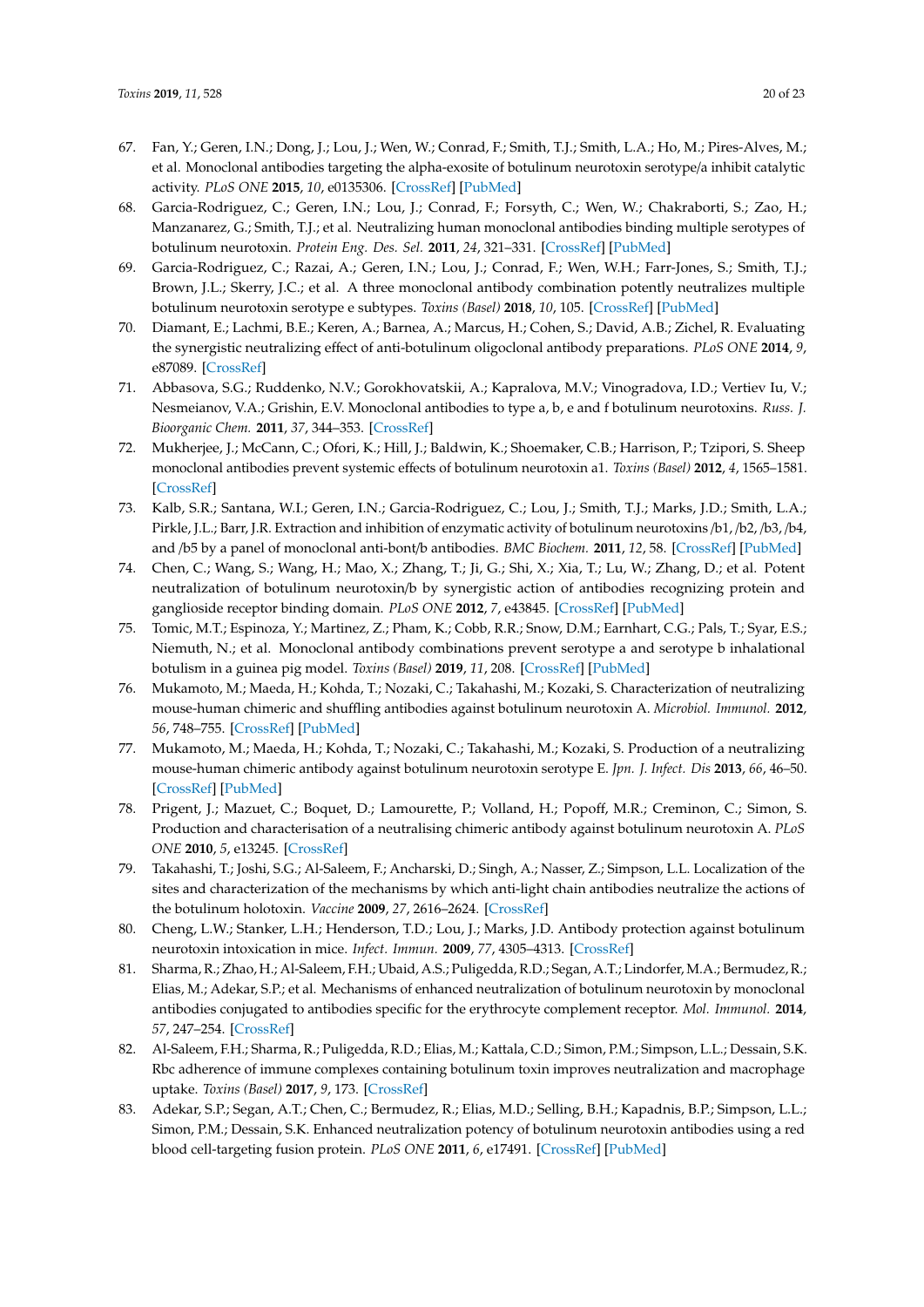67. Fan, Y.; Geren, I.N.; Dong, J.; Lou, J.; Wen, W.; Conrad, F.; Smith, T.J.; Smith, L.A.; Ho, M.; Pires-Alves, M.; et al. Monoclonal antibodies targeting the alpha-exosite of botulinum neurotoxin serotype/a inhibit catalytic activity. *PLoS ONE* **2015**, *10*, e0135306. [CrossRef] [PubMed]
68. Garcia-Rodriguez, C.; Geren, I.N.; Lou, J.; Conrad, F.; Forsyth, C.; Wen, W.; Chakraborti, S.; Zao, H.; Manzanarez, G.; Smith, T.J.; et al. Neutralizing human monoclonal antibodies binding multiple serotypes of botulinum neurotoxin. *Protein Eng. Des. Sel.* **2011**, *24*, 321–331. [CrossRef] [PubMed]
69. Garcia-Rodriguez, C.; Razai, A.; Geren, I.N.; Lou, J.; Conrad, F.; Wen, W.H.; Farr-Jones, S.; Smith, T.J.; Brown, J.L.; Skerry, J.C.; et al. A three monoclonal antibody combination potently neutralizes multiple botulinum neurotoxin serotype e subtypes. *Toxins (Basel)* **2018**, *10*, 105. [CrossRef] [PubMed]
70. Diamant, E.; Lachmi, B.E.; Keren, A.; Barnea, A.; Marcus, H.; Cohen, S.; David, A.B.; Zichel, R. Evaluating the synergistic neutralizing effect of anti-botulinum oligoclonal antibody preparations. *PLoS ONE* **2014**, *9*, e87089. [CrossRef]
71. Abbasova, S.G.; Ruddenko, N.V.; Gorokhovatskii, A.; Kapralova, M.V.; Vinogradova, I.D.; Vertiev Iu, V.; Nesmeianov, V.A.; Grishin, E.V. Monoclonal antibodies to type a, b, e and f botulinum neurotoxins. *Russ. J. Bioorganic Chem.* **2011**, *37*, 344–353. [CrossRef]
72. Mukherjee, J.; McCann, C.; Ofori, K.; Hill, J.; Baldwin, K.; Shoemaker, C.B.; Harrison, P.; Tzipori, S. Sheep monoclonal antibodies prevent systemic effects of botulinum neurotoxin a1. *Toxins (Basel)* **2012**, *4*, 1565–1581. [CrossRef]
73. Kalb, S.R.; Santana, W.I.; Geren, I.N.; Garcia-Rodriguez, C.; Lou, J.; Smith, T.J.; Marks, J.D.; Smith, L.A.; Pirkle, J.L.; Barr, J.R. Extraction and inhibition of enzymatic activity of botulinum neurotoxins /b1, /b2, /b3, /b4, and /b5 by a panel of monoclonal anti-bont/b antibodies. *BMC Biochem.* **2011**, *12*, 58. [CrossRef] [PubMed]
74. Chen, C.; Wang, S.; Wang, H.; Mao, X.; Zhang, T.; Ji, G.; Shi, X.; Xia, T.; Lu, W.; Zhang, D.; et al. Potent neutralization of botulinum neurotoxin/b by synergistic action of antibodies recognizing protein and ganglioside receptor binding domain. *PLoS ONE* **2012**, *7*, e43845. [CrossRef] [PubMed]
75. Tomic, M.T.; Espinoza, Y.; Martinez, Z.; Pham, K.; Cobb, R.R.; Snow, D.M.; Earnhart, C.G.; Pals, T.; Syar, E.S.; Niemuth, N.; et al. Monoclonal antibody combinations prevent serotype a and serotype b inhalational botulism in a guinea pig model. *Toxins (Basel)* **2019**, *11*, 208. [CrossRef] [PubMed]
76. Mukamoto, M.; Maeda, H.; Kohda, T.; Nozaki, C.; Takahashi, M.; Kozaki, S. Characterization of neutralizing mouse-human chimeric and shuffling antibodies against botulinum neurotoxin A. *Microbiol. Immunol.* **2012**, *56*, 748–755. [CrossRef] [PubMed]
77. Mukamoto, M.; Maeda, H.; Kohda, T.; Nozaki, C.; Takahashi, M.; Kozaki, S. Production of a neutralizing mouse-human chimeric antibody against botulinum neurotoxin serotype E. *Jpn. J. Infect. Dis* **2013**, *66*, 46–50. [CrossRef] [PubMed]
78. Prigent, J.; Mazuet, C.; Boquet, D.; Lamourette, P.; Volland, H.; Popoff, M.R.; Creminon, C.; Simon, S. Production and characterisation of a neutralising chimeric antibody against botulinum neurotoxin A. *PLoS ONE* **2010**, *5*, e13245. [CrossRef]
79. Takahashi, T.; Joshi, S.G.; Al-Saleem, F.; Ancharski, D.; Singh, A.; Nasser, Z.; Simpson, L.L. Localization of the sites and characterization of the mechanisms by which anti-light chain antibodies neutralize the actions of the botulinum holotoxin. *Vaccine* **2009**, *27*, 2616–2624. [CrossRef]
80. Cheng, L.W.; Stanker, L.H.; Henderson, T.D.; Lou, J.; Marks, J.D. Antibody protection against botulinum neurotoxin intoxication in mice. *Infect. Immun.* **2009**, *77*, 4305–4313. [CrossRef]
81. Sharma, R.; Zhao, H.; Al-Saleem, F.H.; Ubaid, A.S.; Puligedda, R.D.; Segan, A.T.; Lindorfer, M.A.; Bermudez, R.; Elias, M.; Adekar, S.P.; et al. Mechanisms of enhanced neutralization of botulinum neurotoxin by monoclonal antibodies conjugated to antibodies specific for the erythrocyte complement receptor. *Mol. Immunol.* **2014**, *57*, 247–254. [CrossRef]
82. Al-Saleem, F.H.; Sharma, R.; Puligedda, R.D.; Elias, M.; Kattala, C.D.; Simon, P.M.; Simpson, L.L.; Dessain, S.K. Rbc adherence of immune complexes containing botulinum toxin improves neutralization and macrophage uptake. *Toxins (Basel)* **2017**, *9*, 173. [CrossRef]
83. Adekar, S.P.; Segan, A.T.; Chen, C.; Bermudez, R.; Elias, M.D.; Selling, B.H.; Kapadnis, B.P.; Simpson, L.L.; Simon, P.M.; Dessain, S.K. Enhanced neutralization potency of botulinum neurotoxin antibodies using a red blood cell-targeting fusion protein. *PLoS ONE* **2011**, *6*, e17491. [CrossRef] [PubMed]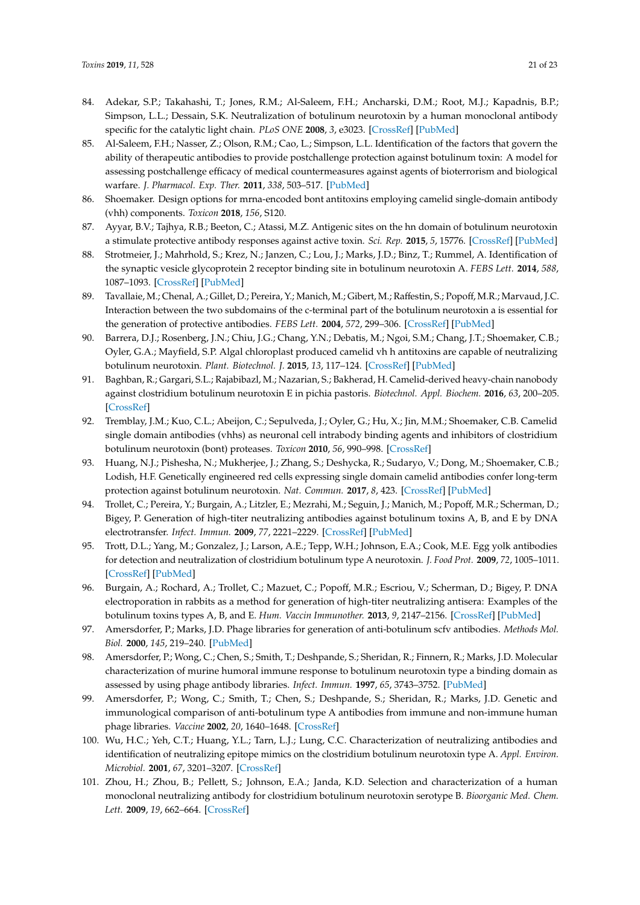84. Adekar, S.P.; Takahashi, T.; Jones, R.M.; Al-Saleem, F.H.; Ancharski, D.M.; Root, M.J.; Kapadnis, B.P.; Simpson, L.L.; Dessain, S.K. Neutralization of botulinum neurotoxin by a human monoclonal antibody specific for the catalytic light chain. *PLoS ONE* **2008**, *3*, e3023. [CrossRef] [PubMed]
85. Al-Saleem, F.H.; Nasser, Z.; Olson, R.M.; Cao, L.; Simpson, L.L. Identification of the factors that govern the ability of therapeutic antibodies to provide postchallenge protection against botulinum toxin: A model for assessing postchallenge efficacy of medical countermeasures against agents of bioterrorism and biological warfare. *J. Pharmacol. Exp. Ther.* **2011**, *338*, 503–517. [PubMed]
86. Shoemaker. Design options for mrna-encoded bont antitoxins employing camelid single-domain antibody (vhh) components. *Toxicon* **2018**, *156*, S120.
87. Ayyar, B.V.; Tajhya, R.B.; Beeton, C.; Atassi, M.Z. Antigenic sites on the hn domain of botulinum neurotoxin a stimulate protective antibody responses against active toxin. *Sci. Rep.* **2015**, *5*, 15776. [CrossRef] [PubMed]
88. Strotmeier, J.; Mahrhold, S.; Krez, N.; Janzen, C.; Lou, J.; Marks, J.D.; Binz, T.; Rummel, A. Identification of the synaptic vesicle glycoprotein 2 receptor binding site in botulinum neurotoxin A. *FEBS Lett.* **2014**, *588*, 1087–1093. [CrossRef] [PubMed]
89. Tavallaie, M.; Chenal, A.; Gillet, D.; Pereira, Y.; Manich, M.; Gibert, M.; Raffestin, S.; Popoff, M.R.; Marvaud, J.C. Interaction between the two subdomains of the c-terminal part of the botulinum neurotoxin a is essential for the generation of protective antibodies. *FEBS Lett.* **2004**, *572*, 299–306. [CrossRef] [PubMed]
90. Barrera, D.J.; Rosenberg, J.N.; Chiu, J.G.; Chang, Y.N.; Debatis, M.; Ngoi, S.M.; Chang, J.T.; Shoemaker, C.B.; Oyler, G.A.; Mayfield, S.P. Algal chloroplast produced camelid vh h antitoxins are capable of neutralizing botulinum neurotoxin. *Plant. Biotechnol. J.* **2015**, *13*, 117–124. [CrossRef] [PubMed]
91. Baghban, R.; Gargari, S.L.; Rajabibazl, M.; Nazarian, S.; Bakherad, H. Camelid-derived heavy-chain nanobody against clostridium botulinum neurotoxin E in pichia pastoris. *Biotechnol. Appl. Biochem.* **2016**, *63*, 200–205. [CrossRef]
92. Tremblay, J.M.; Kuo, C.L.; Abeijon, C.; Sepulveda, J.; Oyler, G.; Hu, X.; Jin, M.M.; Shoemaker, C.B. Camelid single domain antibodies (vhhs) as neuronal cell intrabody binding agents and inhibitors of clostridium botulinum neurotoxin (bont) proteases. *Toxicon* **2010**, *56*, 990–998. [CrossRef]
93. Huang, N.J.; Pishesha, N.; Mukherjee, J.; Zhang, S.; Deshycka, R.; Sudaryo, V.; Dong, M.; Shoemaker, C.B.; Lodish, H.F. Genetically engineered red cells expressing single domain camelid antibodies confer long-term protection against botulinum neurotoxin. *Nat. Commun.* **2017**, *8*, 423. [CrossRef] [PubMed]
94. Trollet, C.; Pereira, Y.; Burgain, A.; Litzler, E.; Mezrahi, M.; Seguin, J.; Manich, M.; Popoff, M.R.; Scherman, D.; Bigey, P. Generation of high-titer neutralizing antibodies against botulinum toxins A, B, and E by DNA electrotransfer. *Infect. Immun.* **2009**, *77*, 2221–2229. [CrossRef] [PubMed]
95. Trott, D.L.; Yang, M.; Gonzalez, J.; Larson, A.E.; Tepp, W.H.; Johnson, E.A.; Cook, M.E. Egg yolk antibodies for detection and neutralization of clostridium botulinum type A neurotoxin. *J. Food Prot.* **2009**, *72*, 1005–1011. [CrossRef] [PubMed]
96. Burgain, A.; Rochard, A.; Trollet, C.; Mazuet, C.; Popoff, M.R.; Escriou, V.; Scherman, D.; Bigey, P. DNA electroporation in rabbits as a method for generation of high-titer neutralizing antisera: Examples of the botulinum toxins types A, B, and E. *Hum. Vaccin Immunother.* **2013**, *9*, 2147–2156. [CrossRef] [PubMed]
97. Amersdorfer, P.; Marks, J.D. Phage libraries for generation of anti-botulinum scfv antibodies. *Methods Mol. Biol.* **2000**, *145*, 219–240. [PubMed]
98. Amersdorfer, P.; Wong, C.; Chen, S.; Smith, T.; Deshpande, S.; Sheridan, R.; Finnern, R.; Marks, J.D. Molecular characterization of murine humoral immune response to botulinum neurotoxin type a binding domain as assessed by using phage antibody libraries. *Infect. Immun.* **1997**, *65*, 3743–3752. [PubMed]
99. Amersdorfer, P.; Wong, C.; Smith, T.; Chen, S.; Deshpande, S.; Sheridan, R.; Marks, J.D. Genetic and immunological comparison of anti-botulinum type A antibodies from immune and non-immune human phage libraries. *Vaccine* **2002**, *20*, 1640–1648. [CrossRef]
100. Wu, H.C.; Yeh, C.T.; Huang, Y.L.; Tarn, L.J.; Lung, C.C. Characterization of neutralizing antibodies and identification of neutralizing epitope mimics on the clostridium botulinum neurotoxin type A. *Appl. Environ. Microbiol.* **2001**, *67*, 3201–3207. [CrossRef]
101. Zhou, H.; Zhou, B.; Pellett, S.; Johnson, E.A.; Janda, K.D. Selection and characterization of a human monoclonal neutralizing antibody for clostridium botulinum neurotoxin serotype B. *Bioorganic Med. Chem. Lett.* **2009**, *19*, 662–664. [CrossRef]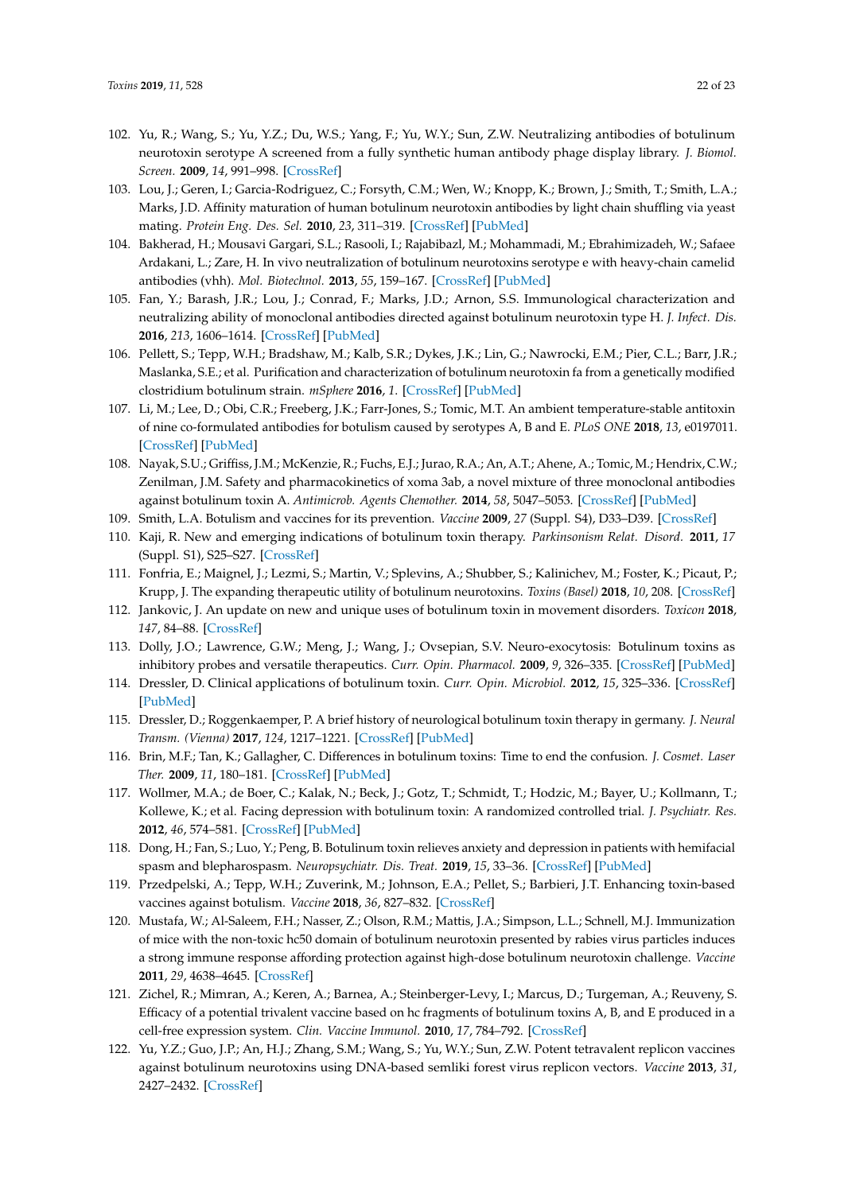102. Yu, R.; Wang, S.; Yu, Y.Z.; Du, W.S.; Yang, F.; Yu, W.Y.; Sun, Z.W. Neutralizing antibodies of botulinum neurotoxin serotype A screened from a fully synthetic human antibody phage display library. *J. Biomol. Screen.* **2009**, *14*, 991–998. [CrossRef]
103. Lou, J.; Geren, I.; Garcia-Rodriguez, C.; Forsyth, C.M.; Wen, W.; Knopp, K.; Brown, J.; Smith, T.; Smith, L.A.; Marks, J.D. Affinity maturation of human botulinum neurotoxin antibodies by light chain shuffling via yeast mating. *Protein Eng. Des. Sel.* **2010**, *23*, 311–319. [CrossRef] [PubMed]
104. Bakherad, H.; Mousavi Gargari, S.L.; Rasooli, I.; Rajabibazl, M.; Mohammadi, M.; Ebrahimizadeh, W.; Safaee Ardakani, L.; Zare, H. In vivo neutralization of botulinum neurotoxins serotype e with heavy-chain camelid antibodies (vhh). *Mol. Biotechnol.* **2013**, *55*, 159–167. [CrossRef] [PubMed]
105. Fan, Y.; Barash, J.R.; Lou, J.; Conrad, F.; Marks, J.D.; Arnon, S.S. Immunological characterization and neutralizing ability of monoclonal antibodies directed against botulinum neurotoxin type H. *J. Infect. Dis.* **2016**, *213*, 1606–1614. [CrossRef] [PubMed]
106. Pellett, S.; Tepp, W.H.; Bradshaw, M.; Kalb, S.R.; Dykes, J.K.; Lin, G.; Nawrocki, E.M.; Pier, C.L.; Barr, J.R.; Maslanka, S.E.; et al. Purification and characterization of botulinum neurotoxin fa from a genetically modified clostridium botulinum strain. *mSphere* **2016**, *1*. [CrossRef] [PubMed]
107. Li, M.; Lee, D.; Obi, C.R.; Freeberg, J.K.; Farr-Jones, S.; Tomic, M.T. An ambient temperature-stable antitoxin of nine co-formulated antibodies for botulism caused by serotypes A, B and E. *PLoS ONE* **2018**, *13*, e0197011. [CrossRef] [PubMed]
108. Nayak, S.U.; Griffiss, J.M.; McKenzie, R.; Fuchs, E.J.; Jurao, R.A.; An, A.T.; Ahene, A.; Tomic, M.; Hendrix, C.W.; Zenilman, J.M. Safety and pharmacokinetics of xoma 3ab, a novel mixture of three monoclonal antibodies against botulinum toxin A. *Antimicrob. Agents Chemother.* **2014**, *58*, 5047–5053. [CrossRef] [PubMed]
109. Smith, L.A. Botulism and vaccines for its prevention. *Vaccine* **2009**, *27* (Suppl. S4), D33–D39. [CrossRef]
110. Kaji, R. New and emerging indications of botulinum toxin therapy. *Parkinsonism Relat. Disord.* **2011**, *17* (Suppl. S1), S25–S27. [CrossRef]
111. Fonfria, E.; Maignel, J.; Lezmi, S.; Martin, V.; Splevins, A.; Shubber, S.; Kalinichev, M.; Foster, K.; Picaut, P.; Krupp, J. The expanding therapeutic utility of botulinum neurotoxins. *Toxins (Basel)* **2018**, *10*, 208. [CrossRef]
112. Jankovic, J. An update on new and unique uses of botulinum toxin in movement disorders. *Toxicon* **2018**, *147*, 84–88. [CrossRef]
113. Dolly, J.O.; Lawrence, G.W.; Meng, J.; Wang, J.; Ovsepian, S.V. Neuro-exocytosis: Botulinum toxins as inhibitory probes and versatile therapeutics. *Curr. Opin. Pharmacol.* **2009**, *9*, 326–335. [CrossRef] [PubMed]
114. Dressler, D. Clinical applications of botulinum toxin. *Curr. Opin. Microbiol.* **2012**, *15*, 325–336. [CrossRef] [PubMed]
115. Dressler, D.; Roggenkaemper, P. A brief history of neurological botulinum toxin therapy in germany. *J. Neural Transm. (Vienna)* **2017**, *124*, 1217–1221. [CrossRef] [PubMed]
116. Brin, M.F.; Tan, K.; Gallagher, C. Differences in botulinum toxins: Time to end the confusion. *J. Cosmet. Laser Ther.* **2009**, *11*, 180–181. [CrossRef] [PubMed]
117. Wollmer, M.A.; de Boer, C.; Kalak, N.; Beck, J.; Gotz, T.; Schmidt, T.; Hodzic, M.; Bayer, U.; Kollmann, T.; Kollewe, K.; et al. Facing depression with botulinum toxin: A randomized controlled trial. *J. Psychiatr. Res.* **2012**, *46*, 574–581. [CrossRef] [PubMed]
118. Dong, H.; Fan, S.; Luo, Y.; Peng, B. Botulinum toxin relieves anxiety and depression in patients with hemifacial spasm and blepharospasm. *Neuropsychiatr. Dis. Treat.* **2019**, *15*, 33–36. [CrossRef] [PubMed]
119. Przedpelski, A.; Tepp, W.H.; Zuverink, M.; Johnson, E.A.; Pellet, S.; Barbieri, J.T. Enhancing toxin-based vaccines against botulism. *Vaccine* **2018**, *36*, 827–832. [CrossRef]
120. Mustafa, W.; Al-Saleem, F.H.; Nasser, Z.; Olson, R.M.; Mattis, J.A.; Simpson, L.L.; Schnell, M.J. Immunization of mice with the non-toxic hc50 domain of botulinum neurotoxin presented by rabies virus particles induces a strong immune response affording protection against high-dose botulinum neurotoxin challenge. *Vaccine* **2011**, *29*, 4638–4645. [CrossRef]
121. Zichel, R.; Mimran, A.; Keren, A.; Barnea, A.; Steinberger-Levy, I.; Marcus, D.; Turgeman, A.; Reuveny, S. Efficacy of a potential trivalent vaccine based on hc fragments of botulinum toxins A, B, and E produced in a cell-free expression system. *Clin. Vaccine Immunol.* **2010**, *17*, 784–792. [CrossRef]
122. Yu, Y.Z.; Guo, J.P.; An, H.J.; Zhang, S.M.; Wang, S.; Yu, W.Y.; Sun, Z.W. Potent tetravalent replicon vaccines against botulinum neurotoxins using DNA-based semliki forest virus replicon vectors. *Vaccine* **2013**, *31*, 2427–2432. [CrossRef]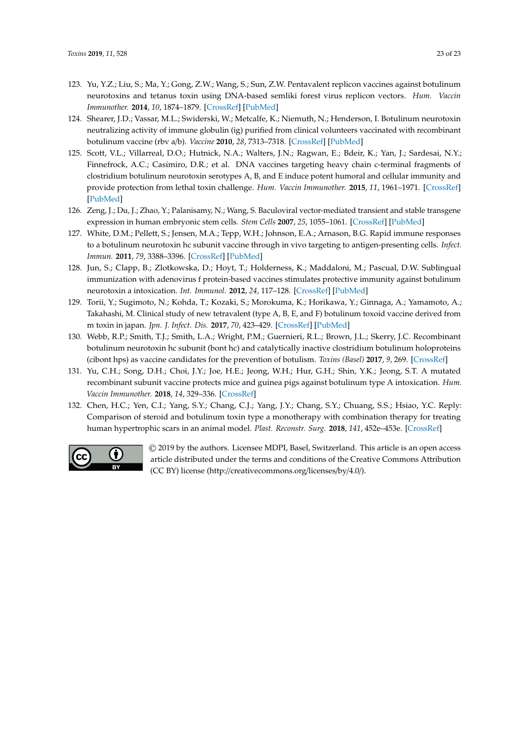123. Yu, Y.Z.; Liu, S.; Ma, Y.; Gong, Z.W.; Wang, S.; Sun, Z.W. Pentavalent replicon vaccines against botulinum neurotoxins and tetanus toxin using DNA-based semliki forest virus replicon vectors. *Hum. Vaccin Immunother.* **2014**, *10*, 1874–1879. [CrossRef] [PubMed]
124. Shearer, J.D.; Vassar, M.L.; Swiderski, W.; Metcalfe, K.; Niemuth, N.; Henderson, I. Botulinum neurotoxin neutralizing activity of immune globulin (ig) purified from clinical volunteers vaccinated with recombinant botulinum vaccine (rbv a/b). *Vaccine* **2010**, *28*, 7313–7318. [CrossRef] [PubMed]
125. Scott, V.L.; Villarreal, D.O.; Hutnick, N.A.; Walters, J.N.; Ragwan, E.; Bdeir, K.; Yan, J.; Sardesai, N.Y.; Finnefrock, A.C.; Casimiro, D.R.; et al. DNA vaccines targeting heavy chain c-terminal fragments of clostridium botulinum neurotoxin serotypes A, B, and E induce potent humoral and cellular immunity and provide protection from lethal toxin challenge. *Hum. Vaccin Immunother.* **2015**, *11*, 1961–1971. [CrossRef] [PubMed]
126. Zeng, J.; Du, J.; Zhao, Y.; Palanisamy, N.; Wang, S. Baculoviral vector-mediated transient and stable transgene expression in human embryonic stem cells. *Stem Cells* **2007**, *25*, 1055–1061. [CrossRef] [PubMed]
127. White, D.M.; Pellett, S.; Jensen, M.A.; Tepp, W.H.; Johnson, E.A.; Arnason, B.G. Rapid immune responses to a botulinum neurotoxin hc subunit vaccine through in vivo targeting to antigen-presenting cells. *Infect. Immun.* **2011**, *79*, 3388–3396. [CrossRef] [PubMed]
128. Jun, S.; Clapp, B.; Zlotkowska, D.; Hoyt, T.; Holderness, K.; Maddaloni, M.; Pascual, D.W. Sublingual immunization with adenovirus f protein-based vaccines stimulates protective immunity against botulinum neurotoxin a intoxication. *Int. Immunol.* **2012**, *24*, 117–128. [CrossRef] [PubMed]
129. Torii, Y.; Sugimoto, N.; Kohda, T.; Kozaki, S.; Morokuma, K.; Horikawa, Y.; Ginnaga, A.; Yamamoto, A.; Takahashi, M. Clinical study of new tetravalent (type A, B, E, and F) botulinum toxoid vaccine derived from m toxin in japan. *Jpn. J. Infect. Dis.* **2017**, *70*, 423–429. [CrossRef] [PubMed]
130. Webb, R.P.; Smith, T.J.; Smith, L.A.; Wright, P.M.; Guernieri, R.L.; Brown, J.L.; Skerry, J.C. Recombinant botulinum neurotoxin hc subunit (bont hc) and catalytically inactive clostridium botulinum holoproteins (cibont hps) as vaccine candidates for the prevention of botulism. *Toxins (Basel)* **2017**, *9*, 269. [CrossRef]
131. Yu, C.H.; Song, D.H.; Choi, J.Y.; Joe, H.E.; Jeong, W.H.; Hur, G.H.; Shin, Y.K.; Jeong, S.T. A mutated recombinant subunit vaccine protects mice and guinea pigs against botulinum type A intoxication. *Hum. Vaccin Immunother.* **2018**, *14*, 329–336. [CrossRef]
132. Chen, H.C.; Yen, C.I.; Yang, S.Y.; Chang, C.J.; Yang, J.Y.; Chang, S.Y.; Chuang, S.S.; Hsiao, Y.C. Reply: Comparison of steroid and botulinum toxin type a monotherapy with combination therapy for treating human hypertrophic scars in an animal model. *Plast. Reconstr. Surg.* **2018**, *141*, 452e–453e. [CrossRef]

© 2019 by the authors. Licensee MDPI, Basel, Switzerland. This article is an open access article distributed under the terms and conditions of the Creative Commons Attribution (CC BY) license (http://creativecommons.org/licenses/by/4.0/).